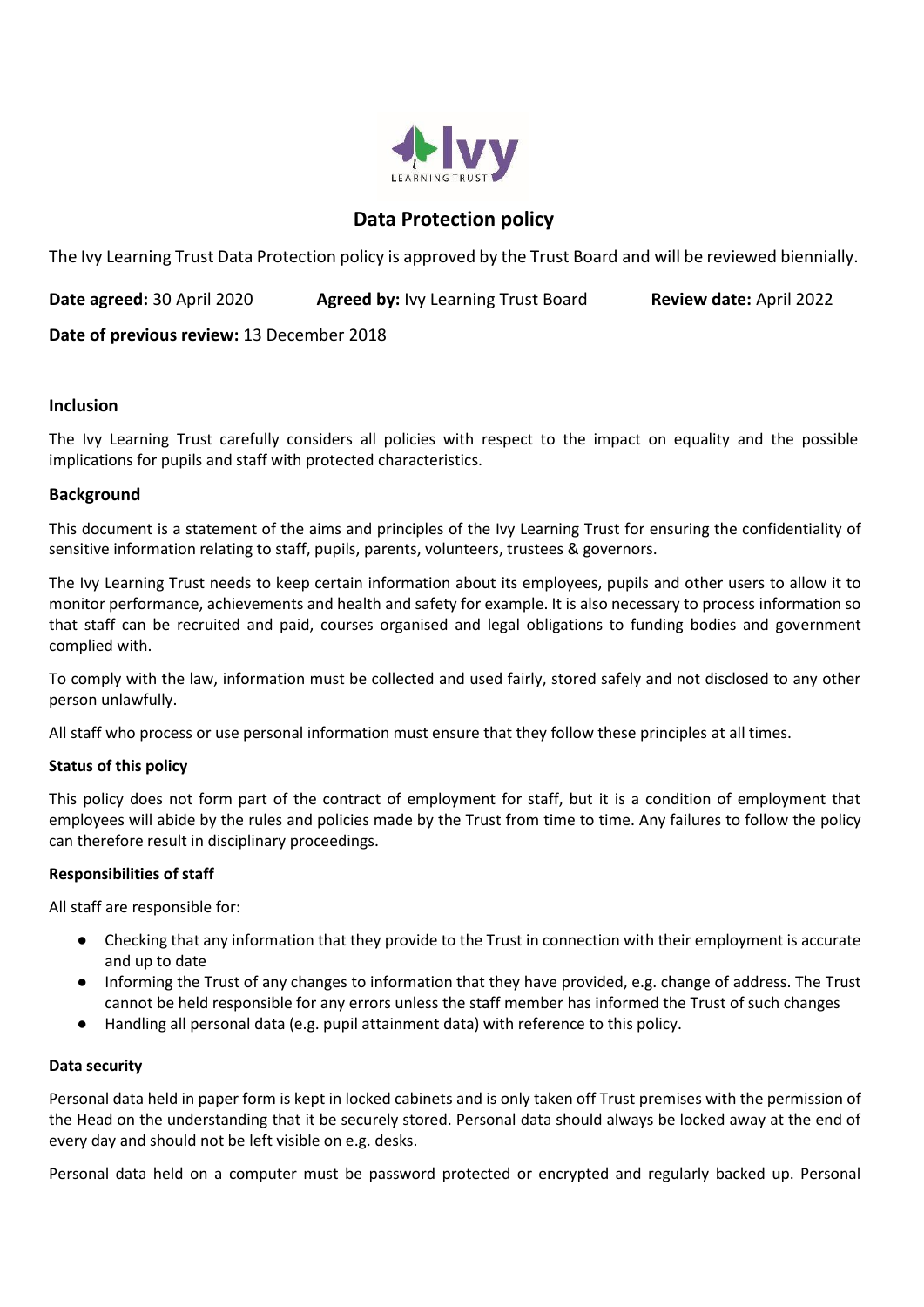# Data Protection policy

The Ivy Learning Trust Data Protection policy is approved by the Trust Board and will be reviewed biennially.

**Date agreed:** 30 April 2020 **Agreed by:** Ivy Learning Trust Board **Review date:** April 2022

**Date of previous review:** 13 December 2018

### Inclusion

The Ivy Learning Trust carefully considers all policies with respect to the impact on equality and the possible implications for pupils and staff with protected characteristics.

## Background

This document is a statement of the aims and principles of the Ivy Learning Trust for ensuring the confidentiality of sensitive information relating to staff, pupils, parents, volunteers, trustees & governors.

The Ivy Learning Trust needs to keep certain information about its employees, pupils and other users to allow it to monitor performance, achievements and health and safety for example. It is also necessary to process information so that staff can be recruited and paid, courses organised and legal obligations to funding bodies and government complied with.

To comply with the law, information must be collected and used fairly, stored safely and not disclosed to any other person unlawfully.

All staff who process or use personal information must ensure that they follow these principles at all times.

### Status of this policy

This policy does not form part of the contract of employment for staff, but it is a condition of employment that employees will abide by the rules and policies made by the Trust from time to time. Any failures to follow the policy can therefore result in disciplinary proceedings.

### Responsibilities of staff

All staff are responsible for:

- Checking that any information that they provide to the Trust in connection with their employment is accurate and up to date
- Informing the Trust of any changes to information that they have provided, e.g. change of address. The Trust cannot be held responsible for any errors unless the staff member has informed the Trust of such changes
- Handling all personal data (e.g. pupil attainment data) with reference to this policy.

### Data security

Personal data held in paper form is kept in locked cabinets and is only taken off Trust premises with the permission of the Head on the understanding that it be securely stored. Personal data should always be locked away at the end of every day and should not be left visible on e.g. desks.

Personal data held on a computer must be password protected or encrypted and regularly backed up. Personal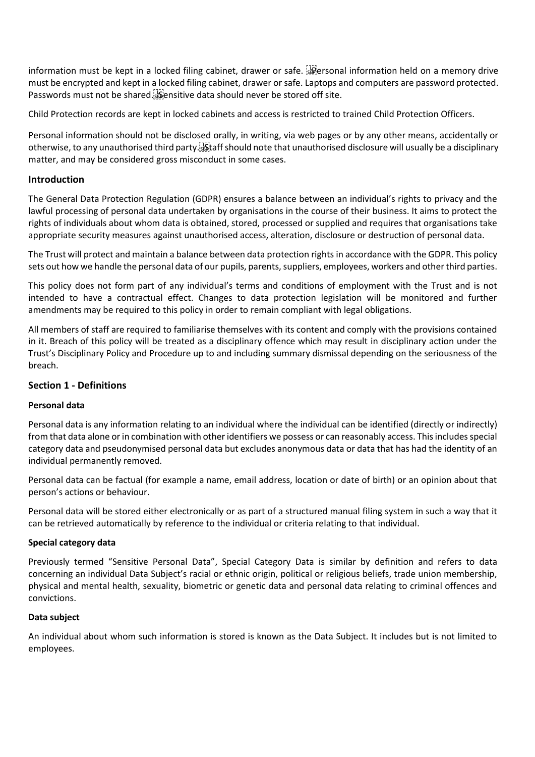information must be kept in a locked filing cabinet, drawer or safe. Personal information held on a memory drive must be encrypted and kept in a locked filing cabinet, drawer or safe. Laptops and computers are password protected. Passwords must not be shared. Sensitive data should never be stored off site.

Child Protection records are kept in locked cabinets and access is restricted to trained Child Protection Officers.

Personal information should not be disclosed orally, in writing, via web pages or by any other means, accidentally or otherwise, to any unauthorised third party. Staff should note that unauthorised disclosure will usually be a disciplinary matter, and may be considered gross misconduct in some cases.

## Introduction

The General Data Protection Regulation (GDPR) ensures a balance between an individual's rights to privacy and the lawful processing of personal data undertaken by organisations in the course of their business. It aims to protect the rights of individuals about whom data is obtained, stored, processed or supplied and requires that organisations take appropriate security measures against unauthorised access, alteration, disclosure or destruction of personal data.

The Trust will protect and maintain a balance between data protection rights in accordance with the GDPR. This policy sets out how we handle the personal data of our pupils, parents, suppliers, employees, workers and other third parties.

This policy does not form part of any individual's terms and conditions of employment with the Trust and is not intended to have a contractual effect. Changes to data protection legislation will be monitored and further amendments may be required to this policy in order to remain compliant with legal obligations.

All members of staff are required to familiarise themselves with its content and comply with the provisions contained in it. Breach of this policy will be treated as a disciplinary offence which may result in disciplinary action under the Trust's Disciplinary Policy and Procedure up to and including summary dismissal depending on the seriousness of the breach.

## Section 1 - Definitions

### Personal data

Personal data is any information relating to an individual where the individual can be identified (directly or indirectly) from that data alone or in combination with other identifiers we possess or can reasonably access. This includes special category data and pseudonymised personal data but excludes anonymous data or data that has had the identity of an individual permanently removed.

Personal data can be factual (for example a name, email address, location or date of birth) or an opinion about that person's actions or behaviour.

Personal data will be stored either electronically or as part of a structured manual filing system in such a way that it can be retrieved automatically by reference to the individual or criteria relating to that individual.

### Special category data

Previously termed "Sensitive Personal Data", Special Category Data is similar by definition and refers to data concerning an individual Data Subject's racial or ethnic origin, political or religious beliefs, trade union membership, physical and mental health, sexuality, biometric or genetic data and personal data relating to criminal offences and convictions.

### Data subject

An individual about whom such information is stored is known as the Data Subject. It includes but is not limited to employees.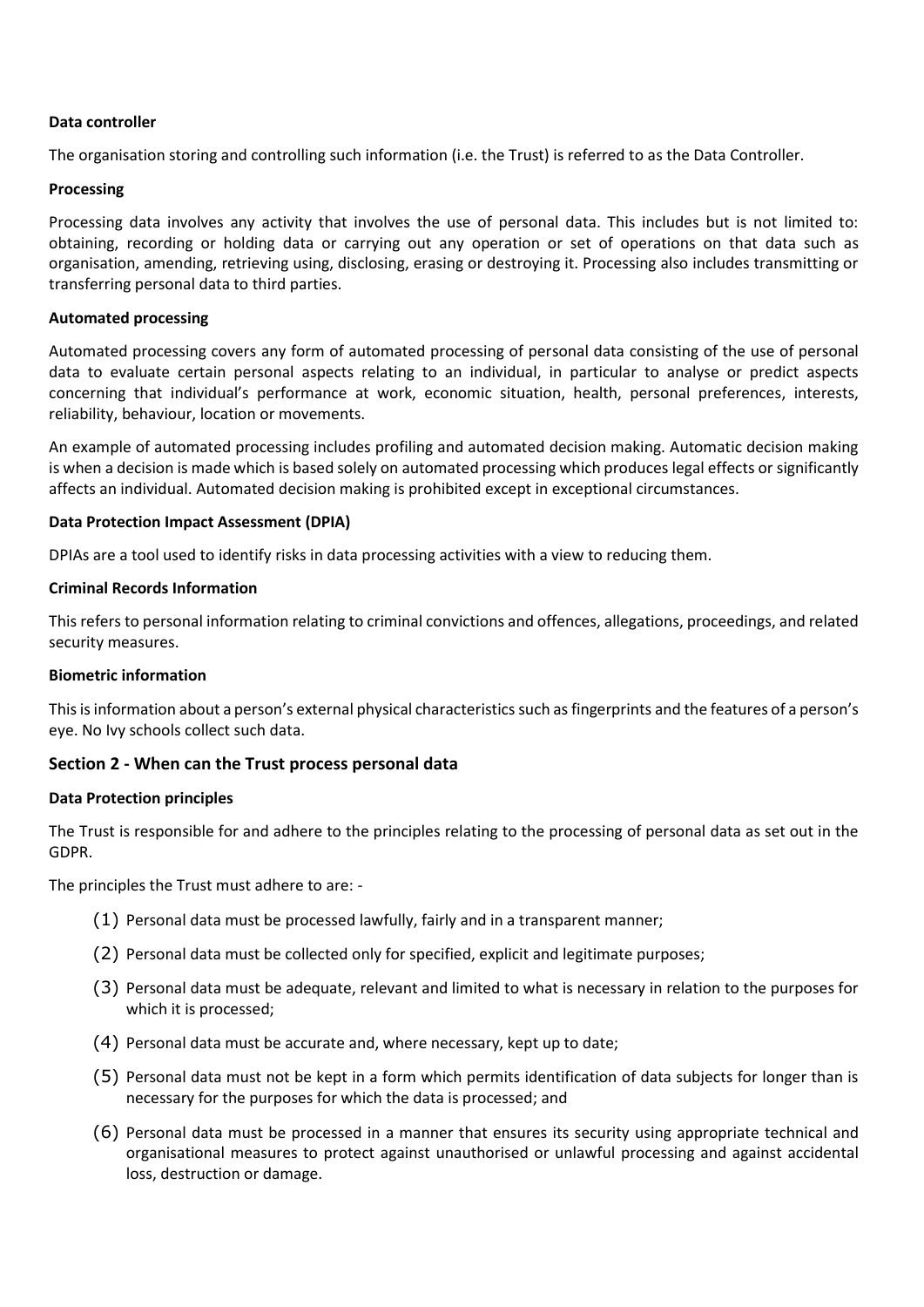**Data controller**

The organisation storing and controlling such information (i.e. the Trust) is referred to as the Data Controller.

**Processing**

Processing data involves any activity that involves the use of personal data. This includes but is not limited to: obtaining, recording or holding data or carrying out any operation or set of operations on that data such as organisation, amending, retrieving using, disclosing, erasing or destroying it. Processing also includes transmitting or transferring personal data to third parties.

**Automated processing**

Automated processing covers any form of automated processing of personal data consisting of the use of personal data to evaluate certain personal aspects relating to an individual, in particular to analyse or predict aspects concerning that individual's performance at work, economic situation, health, personal preferences, interests, reliability, behaviour, location or movements.

An example of automated processing includes profiling and automated decision making. Automatic decision making is when a decision is made which is based solely on automated processing which produces legal effects or significantly affects an individual. Automated decision making is prohibited except in exceptional circumstances.

**Data Protection Impact Assessment (DPIA)**

DPIAs are a tool used to identify risks in data processing activities with a view to reducing them.

**Criminal Records Information**

This refers to personal information relating to criminal convictions and offences, allegations, proceedings, and related security measures.

**Biometric information**

This is information about a person's external physical characteristics such as fingerprints and the features of a person's eye. No Ivy schools collect such data.

## Section 2 - When can the Trust process personal data

**Data Protection principles**

The Trust is responsible for and adhere to the principles relating to the processing of personal data as set out in the GDPR.

The principles the Trust must adhere to are: -

(1) Personal data must be processed lawfully, fairly and in a transparent manner;

(2) Personal data must be collected only for specified, explicit and legitimate purposes;

(3) Personal data must be adequate, relevant and limited to what is necessary in relation to the purposes for which it is processed;

(4) Personal data must be accurate and, where necessary, kept up to date;

(5) Personal data must not be kept in a form which permits identification of data subjects for longer than is necessary for the purposes for which the data is processed; and

(6) Personal data must be processed in a manner that ensures its security using appropriate technical and organisational measures to protect against unauthorised or unlawful processing and against accidental loss, destruction or damage.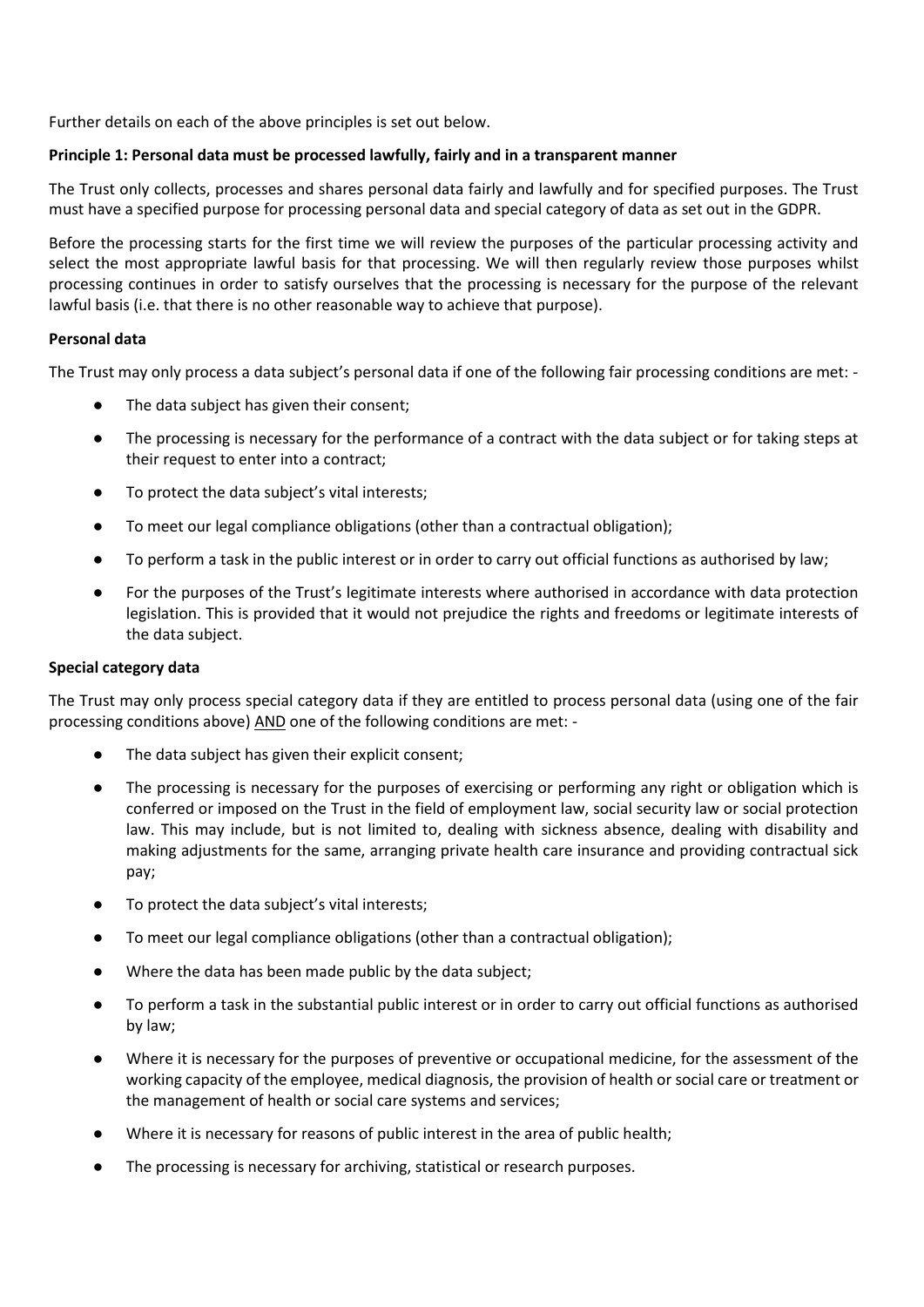Further details on each of the above principles is set out below.

**Principle 1: Personal data must be processed lawfully, fairly and in a transparent manner**

The Trust only collects, processes and shares personal data fairly and lawfully and for specified purposes. The Trust must have a specified purpose for processing personal data and special category of data as set out in the GDPR.

Before the processing starts for the first time we will review the purposes of the particular processing activity and select the most appropriate lawful basis for that processing. We will then regularly review those purposes whilst processing continues in order to satisfy ourselves that the processing is necessary for the purpose of the relevant lawful basis (i.e. that there is no other reasonable way to achieve that purpose).

**Personal data**

The Trust may only process a data subject's personal data if one of the following fair processing conditions are met: -

- The data subject has given their consent;
- The processing is necessary for the performance of a contract with the data subject or for taking steps at their request to enter into a contract;
- To protect the data subject's vital interests;
- To meet our legal compliance obligations (other than a contractual obligation);
- To perform a task in the public interest or in order to carry out official functions as authorised by law;
- For the purposes of the Trust's legitimate interests where authorised in accordance with data protection legislation. This is provided that it would not prejudice the rights and freedoms or legitimate interests of the data subject.

**Special category data**

The Trust may only process special category data if they are entitled to process personal data (using one of the fair processing conditions above) <u>AND</u> one of the following conditions are met: -

- The data subject has given their explicit consent;
- The processing is necessary for the purposes of exercising or performing any right or obligation which is conferred or imposed on the Trust in the field of employment law, social security law or social protection law. This may include, but is not limited to, dealing with sickness absence, dealing with disability and making adjustments for the same, arranging private health care insurance and providing contractual sick pay;
- To protect the data subject's vital interests;
- To meet our legal compliance obligations (other than a contractual obligation);
- Where the data has been made public by the data subject;
- To perform a task in the substantial public interest or in order to carry out official functions as authorised by law;
- Where it is necessary for the purposes of preventive or occupational medicine, for the assessment of the working capacity of the employee, medical diagnosis, the provision of health or social care or treatment or the management of health or social care systems and services;
- Where it is necessary for reasons of public interest in the area of public health;
- The processing is necessary for archiving, statistical or research purposes.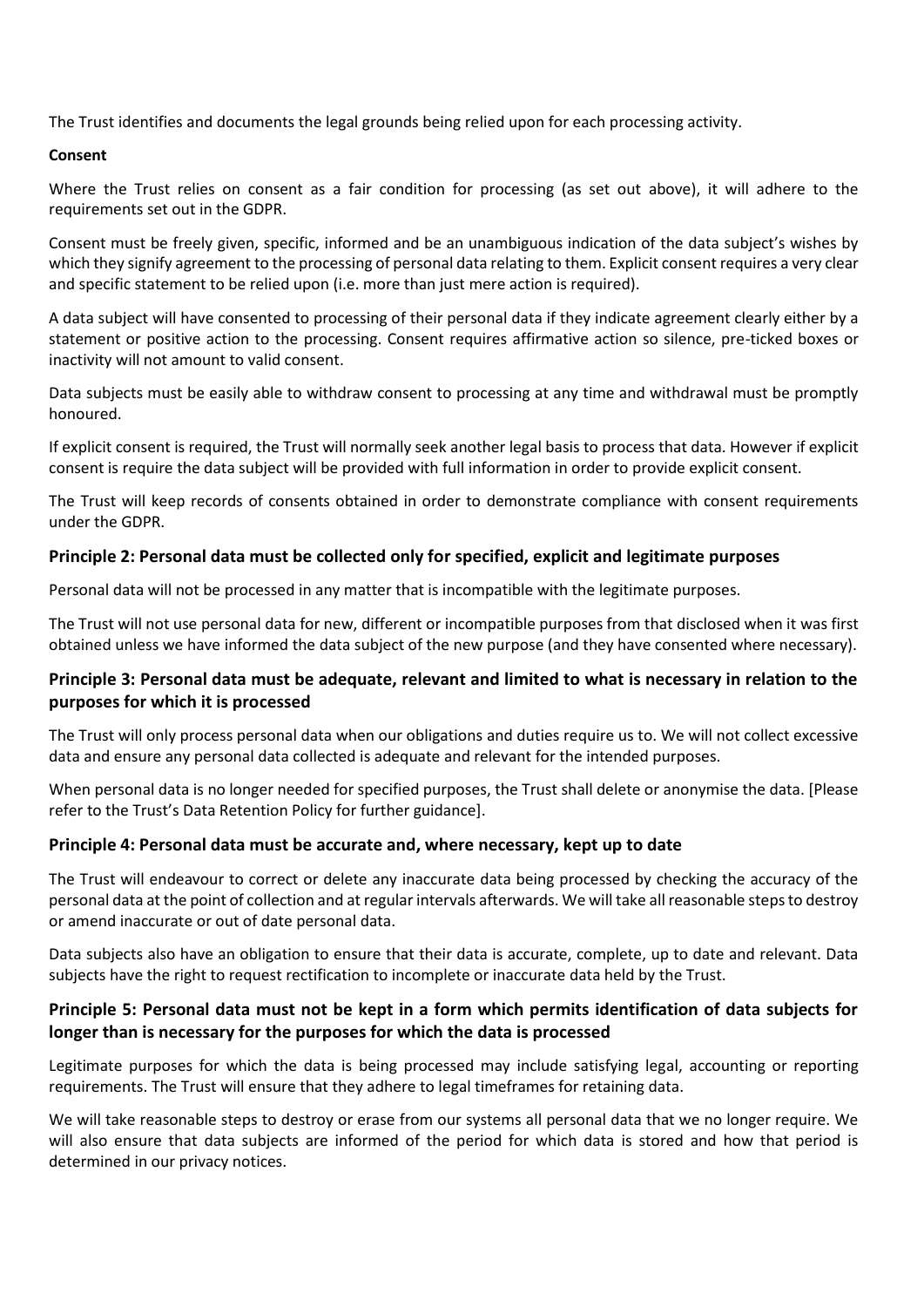The Trust identifies and documents the legal grounds being relied upon for each processing activity.

**Consent**

Where the Trust relies on consent as a fair condition for processing (as set out above), it will adhere to the requirements set out in the GDPR.

Consent must be freely given, specific, informed and be an unambiguous indication of the data subject's wishes by which they signify agreement to the processing of personal data relating to them. Explicit consent requires a very clear and specific statement to be relied upon (i.e. more than just mere action is required).

A data subject will have consented to processing of their personal data if they indicate agreement clearly either by a statement or positive action to the processing. Consent requires affirmative action so silence, pre-ticked boxes or inactivity will not amount to valid consent.

Data subjects must be easily able to withdraw consent to processing at any time and withdrawal must be promptly honoured.

If explicit consent is required, the Trust will normally seek another legal basis to process that data. However if explicit consent is require the data subject will be provided with full information in order to provide explicit consent.

The Trust will keep records of consents obtained in order to demonstrate compliance with consent requirements under the GDPR.

### Principle 2: Personal data must be collected only for specified, explicit and legitimate purposes

Personal data will not be processed in any matter that is incompatible with the legitimate purposes.

The Trust will not use personal data for new, different or incompatible purposes from that disclosed when it was first obtained unless we have informed the data subject of the new purpose (and they have consented where necessary).

### Principle 3: Personal data must be adequate, relevant and limited to what is necessary in relation to the purposes for which it is processed

The Trust will only process personal data when our obligations and duties require us to. We will not collect excessive data and ensure any personal data collected is adequate and relevant for the intended purposes.

When personal data is no longer needed for specified purposes, the Trust shall delete or anonymise the data. [Please refer to the Trust's Data Retention Policy for further guidance].

### Principle 4: Personal data must be accurate and, where necessary, kept up to date

The Trust will endeavour to correct or delete any inaccurate data being processed by checking the accuracy of the personal data at the point of collection and at regular intervals afterwards. We will take all reasonable steps to destroy or amend inaccurate or out of date personal data.

Data subjects also have an obligation to ensure that their data is accurate, complete, up to date and relevant. Data subjects have the right to request rectification to incomplete or inaccurate data held by the Trust.

### Principle 5: Personal data must not be kept in a form which permits identification of data subjects for longer than is necessary for the purposes for which the data is processed

Legitimate purposes for which the data is being processed may include satisfying legal, accounting or reporting requirements. The Trust will ensure that they adhere to legal timeframes for retaining data.

We will take reasonable steps to destroy or erase from our systems all personal data that we no longer require. We will also ensure that data subjects are informed of the period for which data is stored and how that period is determined in our privacy notices.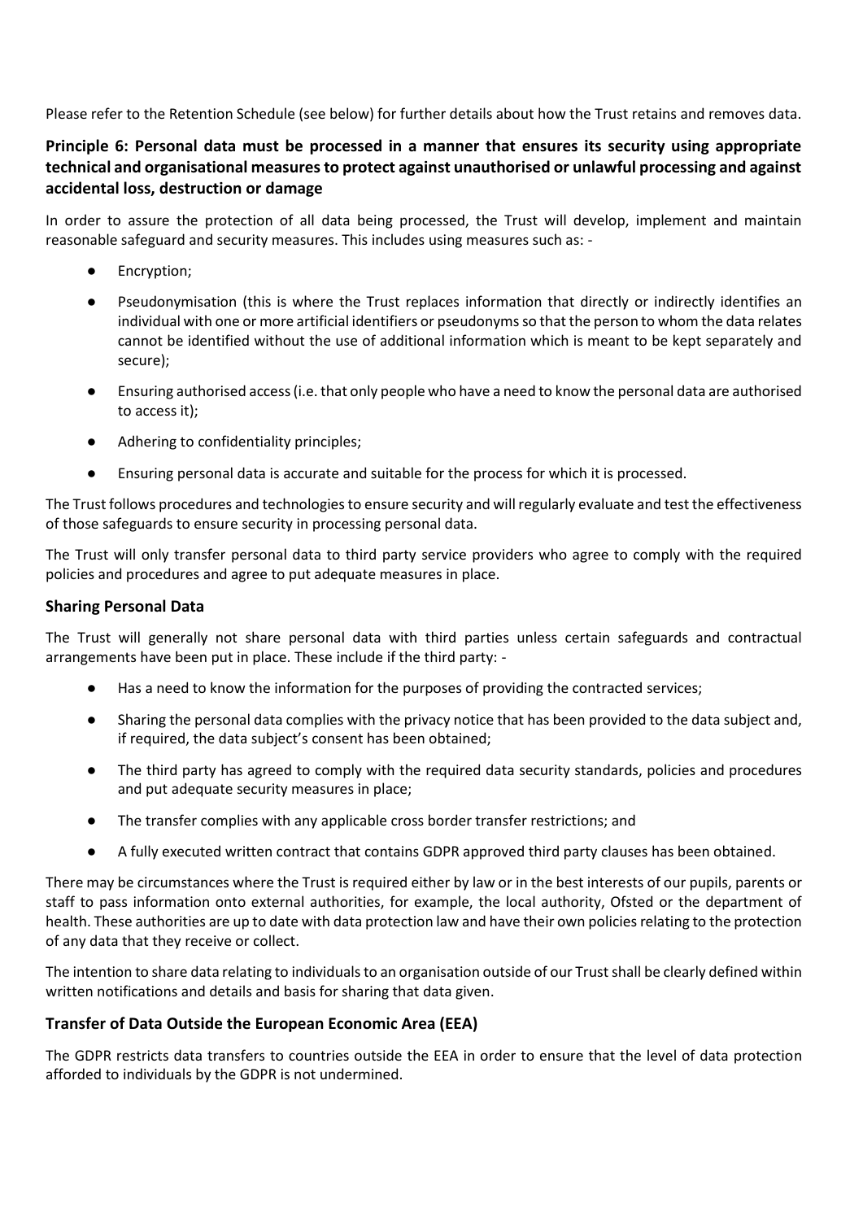Please refer to the Retention Schedule (see below) for further details about how the Trust retains and removes data.

### Principle 6: Personal data must be processed in a manner that ensures its security using appropriate technical and organisational measures to protect against unauthorised or unlawful processing and against accidental loss, destruction or damage

In order to assure the protection of all data being processed, the Trust will develop, implement and maintain reasonable safeguard and security measures. This includes using measures such as: -

- Encryption;
- Pseudonymisation (this is where the Trust replaces information that directly or indirectly identifies an individual with one or more artificial identifiers or pseudonyms so that the person to whom the data relates cannot be identified without the use of additional information which is meant to be kept separately and secure);
- Ensuring authorised access (i.e. that only people who have a need to know the personal data are authorised to access it);
- Adhering to confidentiality principles;
- Ensuring personal data is accurate and suitable for the process for which it is processed.

The Trust follows procedures and technologies to ensure security and will regularly evaluate and test the effectiveness of those safeguards to ensure security in processing personal data.

The Trust will only transfer personal data to third party service providers who agree to comply with the required policies and procedures and agree to put adequate measures in place.

### Sharing Personal Data

The Trust will generally not share personal data with third parties unless certain safeguards and contractual arrangements have been put in place. These include if the third party: -

- Has a need to know the information for the purposes of providing the contracted services;
- Sharing the personal data complies with the privacy notice that has been provided to the data subject and, if required, the data subject's consent has been obtained;
- The third party has agreed to comply with the required data security standards, policies and procedures and put adequate security measures in place;
- The transfer complies with any applicable cross border transfer restrictions; and
- A fully executed written contract that contains GDPR approved third party clauses has been obtained.

There may be circumstances where the Trust is required either by law or in the best interests of our pupils, parents or staff to pass information onto external authorities, for example, the local authority, Ofsted or the department of health. These authorities are up to date with data protection law and have their own policies relating to the protection of any data that they receive or collect.

The intention to share data relating to individuals to an organisation outside of our Trust shall be clearly defined within written notifications and details and basis for sharing that data given.

### Transfer of Data Outside the European Economic Area (EEA)

The GDPR restricts data transfers to countries outside the EEA in order to ensure that the level of data protection afforded to individuals by the GDPR is not undermined.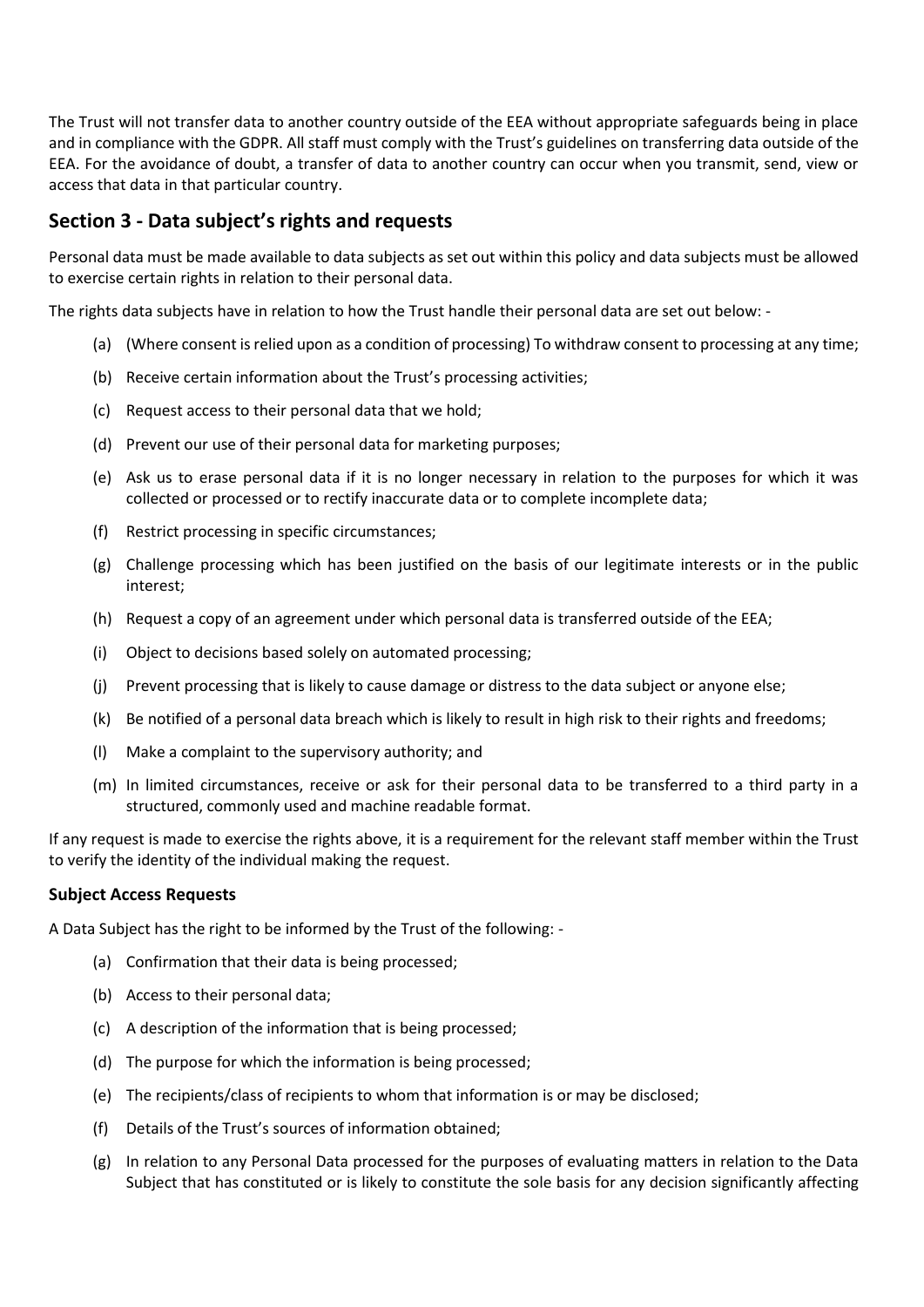The Trust will not transfer data to another country outside of the EEA without appropriate safeguards being in place and in compliance with the GDPR. All staff must comply with the Trust's guidelines on transferring data outside of the EEA. For the avoidance of doubt, a transfer of data to another country can occur when you transmit, send, view or access that data in that particular country.

## Section 3 - Data subject's rights and requests

Personal data must be made available to data subjects as set out within this policy and data subjects must be allowed to exercise certain rights in relation to their personal data.

The rights data subjects have in relation to how the Trust handle their personal data are set out below: -

(a) (Where consent is relied upon as a condition of processing) To withdraw consent to processing at any time;

(b) Receive certain information about the Trust's processing activities;

(c) Request access to their personal data that we hold;

(d) Prevent our use of their personal data for marketing purposes;

(e) Ask us to erase personal data if it is no longer necessary in relation to the purposes for which it was collected or processed or to rectify inaccurate data or to complete incomplete data;

(f) Restrict processing in specific circumstances;

(g) Challenge processing which has been justified on the basis of our legitimate interests or in the public interest;

(h) Request a copy of an agreement under which personal data is transferred outside of the EEA;

(i) Object to decisions based solely on automated processing;

(j) Prevent processing that is likely to cause damage or distress to the data subject or anyone else;

(k) Be notified of a personal data breach which is likely to result in high risk to their rights and freedoms;

(l) Make a complaint to the supervisory authority; and

(m) In limited circumstances, receive or ask for their personal data to be transferred to a third party in a structured, commonly used and machine readable format.

If any request is made to exercise the rights above, it is a requirement for the relevant staff member within the Trust to verify the identity of the individual making the request.

### Subject Access Requests

A Data Subject has the right to be informed by the Trust of the following: -

(a) Confirmation that their data is being processed;

(b) Access to their personal data;

(c) A description of the information that is being processed;

(d) The purpose for which the information is being processed;

(e) The recipients/class of recipients to whom that information is or may be disclosed;

(f) Details of the Trust's sources of information obtained;

(g) In relation to any Personal Data processed for the purposes of evaluating matters in relation to the Data Subject that has constituted or is likely to constitute the sole basis for any decision significantly affecting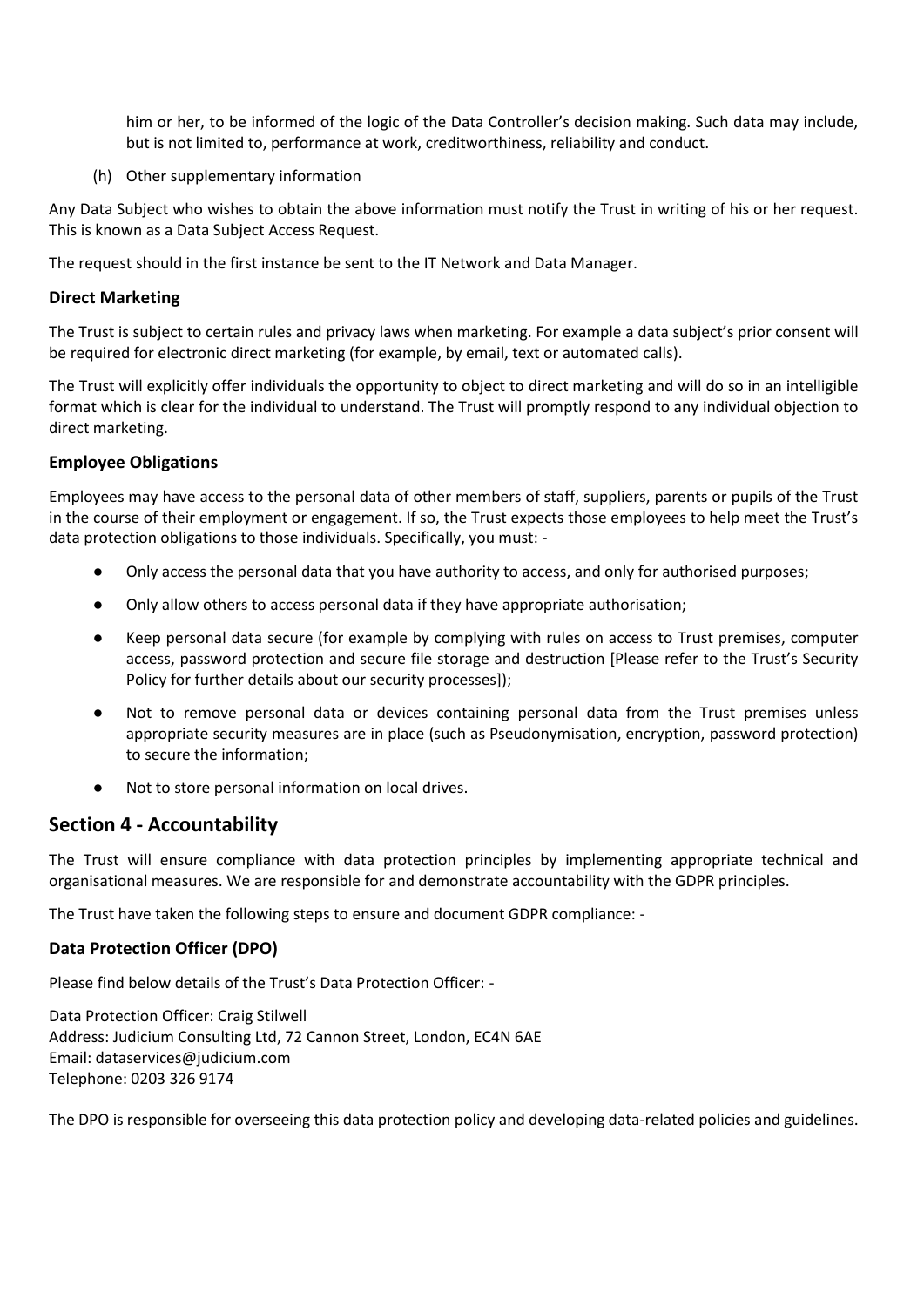him or her, to be informed of the logic of the Data Controller's decision making. Such data may include, but is not limited to, performance at work, creditworthiness, reliability and conduct.

(h) Other supplementary information

Any Data Subject who wishes to obtain the above information must notify the Trust in writing of his or her request. This is known as a Data Subject Access Request.

The request should in the first instance be sent to the IT Network and Data Manager.

### Direct Marketing

The Trust is subject to certain rules and privacy laws when marketing. For example a data subject's prior consent will be required for electronic direct marketing (for example, by email, text or automated calls).

The Trust will explicitly offer individuals the opportunity to object to direct marketing and will do so in an intelligible format which is clear for the individual to understand. The Trust will promptly respond to any individual objection to direct marketing.

### Employee Obligations

Employees may have access to the personal data of other members of staff, suppliers, parents or pupils of the Trust in the course of their employment or engagement. If so, the Trust expects those employees to help meet the Trust's data protection obligations to those individuals. Specifically, you must: -

- Only access the personal data that you have authority to access, and only for authorised purposes;
- Only allow others to access personal data if they have appropriate authorisation;
- Keep personal data secure (for example by complying with rules on access to Trust premises, computer access, password protection and secure file storage and destruction [Please refer to the Trust's Security Policy for further details about our security processes]);
- Not to remove personal data or devices containing personal data from the Trust premises unless appropriate security measures are in place (such as Pseudonymisation, encryption, password protection) to secure the information;
- Not to store personal information on local drives.

## Section 4 - Accountability

The Trust will ensure compliance with data protection principles by implementing appropriate technical and organisational measures. We are responsible for and demonstrate accountability with the GDPR principles.

The Trust have taken the following steps to ensure and document GDPR compliance: -

### Data Protection Officer (DPO)

Please find below details of the Trust's Data Protection Officer: -

Data Protection Officer: Craig Stilwell
Address: Judicium Consulting Ltd, 72 Cannon Street, London, EC4N 6AE
Email: dataservices@judicium.com
Telephone: 0203 326 9174

The DPO is responsible for overseeing this data protection policy and developing data-related policies and guidelines.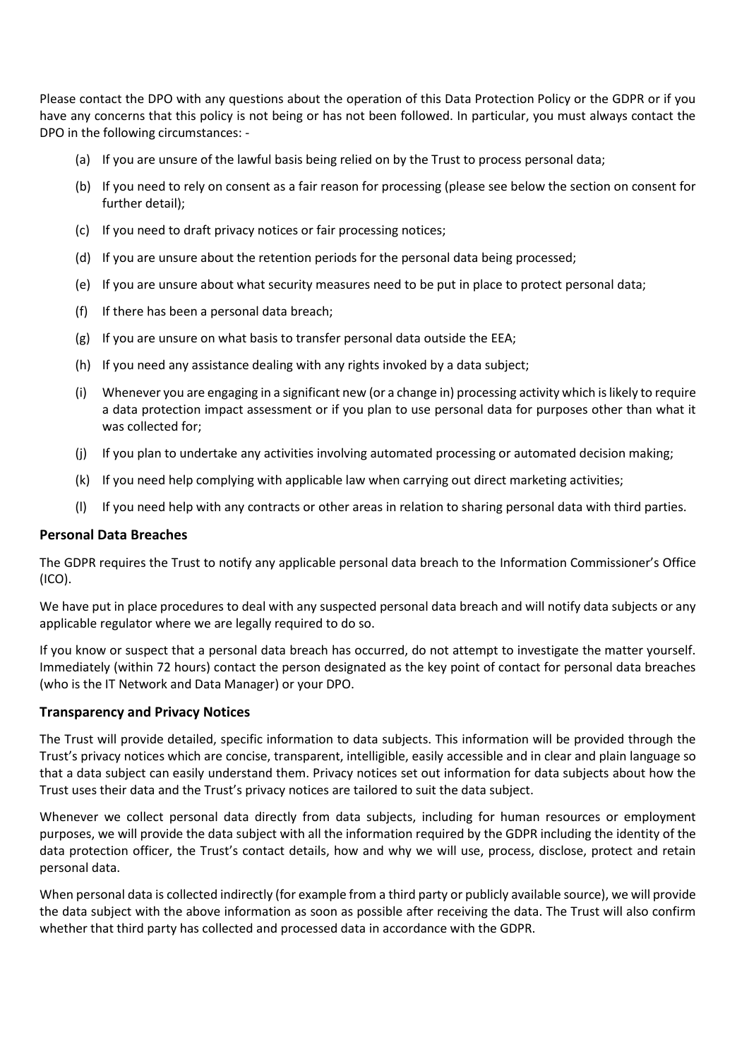Please contact the DPO with any questions about the operation of this Data Protection Policy or the GDPR or if you have any concerns that this policy is not being or has not been followed. In particular, you must always contact the DPO in the following circumstances: -

(a) If you are unsure of the lawful basis being relied on by the Trust to process personal data;

(b) If you need to rely on consent as a fair reason for processing (please see below the section on consent for further detail);

(c) If you need to draft privacy notices or fair processing notices;

(d) If you are unsure about the retention periods for the personal data being processed;

(e) If you are unsure about what security measures need to be put in place to protect personal data;

(f) If there has been a personal data breach;

(g) If you are unsure on what basis to transfer personal data outside the EEA;

(h) If you need any assistance dealing with any rights invoked by a data subject;

(i) Whenever you are engaging in a significant new (or a change in) processing activity which is likely to require a data protection impact assessment or if you plan to use personal data for purposes other than what it was collected for;

(j) If you plan to undertake any activities involving automated processing or automated decision making;

(k) If you need help complying with applicable law when carrying out direct marketing activities;

(l) If you need help with any contracts or other areas in relation to sharing personal data with third parties.

### Personal Data Breaches

The GDPR requires the Trust to notify any applicable personal data breach to the Information Commissioner's Office (ICO).

We have put in place procedures to deal with any suspected personal data breach and will notify data subjects or any applicable regulator where we are legally required to do so.

If you know or suspect that a personal data breach has occurred, do not attempt to investigate the matter yourself. Immediately (within 72 hours) contact the person designated as the key point of contact for personal data breaches (who is the IT Network and Data Manager) or your DPO.

### Transparency and Privacy Notices

The Trust will provide detailed, specific information to data subjects. This information will be provided through the Trust's privacy notices which are concise, transparent, intelligible, easily accessible and in clear and plain language so that a data subject can easily understand them. Privacy notices set out information for data subjects about how the Trust uses their data and the Trust's privacy notices are tailored to suit the data subject.

Whenever we collect personal data directly from data subjects, including for human resources or employment purposes, we will provide the data subject with all the information required by the GDPR including the identity of the data protection officer, the Trust's contact details, how and why we will use, process, disclose, protect and retain personal data.

When personal data is collected indirectly (for example from a third party or publicly available source), we will provide the data subject with the above information as soon as possible after receiving the data. The Trust will also confirm whether that third party has collected and processed data in accordance with the GDPR.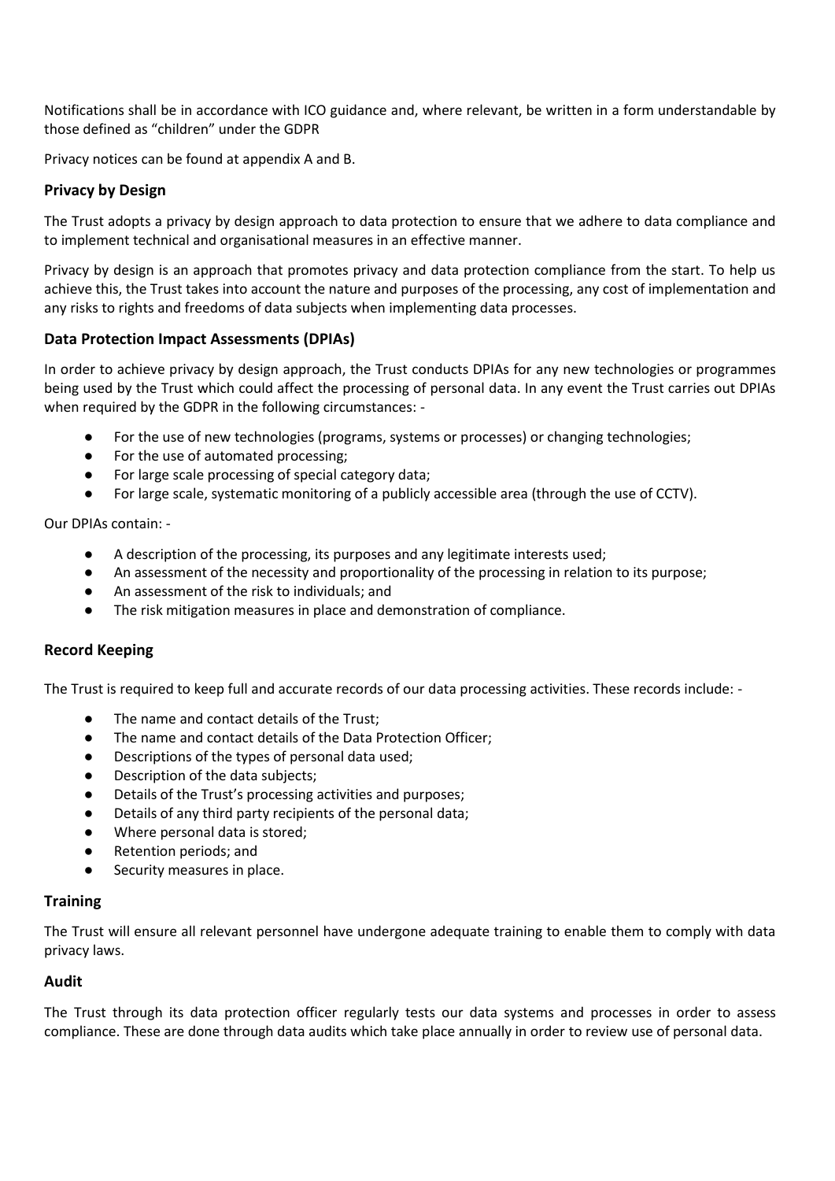Notifications shall be in accordance with ICO guidance and, where relevant, be written in a form understandable by those defined as "children" under the GDPR

Privacy notices can be found at appendix A and B.

### Privacy by Design

The Trust adopts a privacy by design approach to data protection to ensure that we adhere to data compliance and to implement technical and organisational measures in an effective manner.

Privacy by design is an approach that promotes privacy and data protection compliance from the start. To help us achieve this, the Trust takes into account the nature and purposes of the processing, any cost of implementation and any risks to rights and freedoms of data subjects when implementing data processes.

### Data Protection Impact Assessments (DPIAs)

In order to achieve privacy by design approach, the Trust conducts DPIAs for any new technologies or programmes being used by the Trust which could affect the processing of personal data. In any event the Trust carries out DPIAs when required by the GDPR in the following circumstances: -

- For the use of new technologies (programs, systems or processes) or changing technologies;
- For the use of automated processing;
- For large scale processing of special category data;
- For large scale, systematic monitoring of a publicly accessible area (through the use of CCTV).

Our DPIAs contain: -

- A description of the processing, its purposes and any legitimate interests used;
- An assessment of the necessity and proportionality of the processing in relation to its purpose;
- An assessment of the risk to individuals; and
- The risk mitigation measures in place and demonstration of compliance.

### Record Keeping

The Trust is required to keep full and accurate records of our data processing activities. These records include: -

- The name and contact details of the Trust;
- The name and contact details of the Data Protection Officer;
- Descriptions of the types of personal data used;
- Description of the data subjects;
- Details of the Trust's processing activities and purposes;
- Details of any third party recipients of the personal data;
- Where personal data is stored;
- Retention periods; and
- Security measures in place.

### Training

The Trust will ensure all relevant personnel have undergone adequate training to enable them to comply with data privacy laws.

### Audit

The Trust through its data protection officer regularly tests our data systems and processes in order to assess compliance. These are done through data audits which take place annually in order to review use of personal data.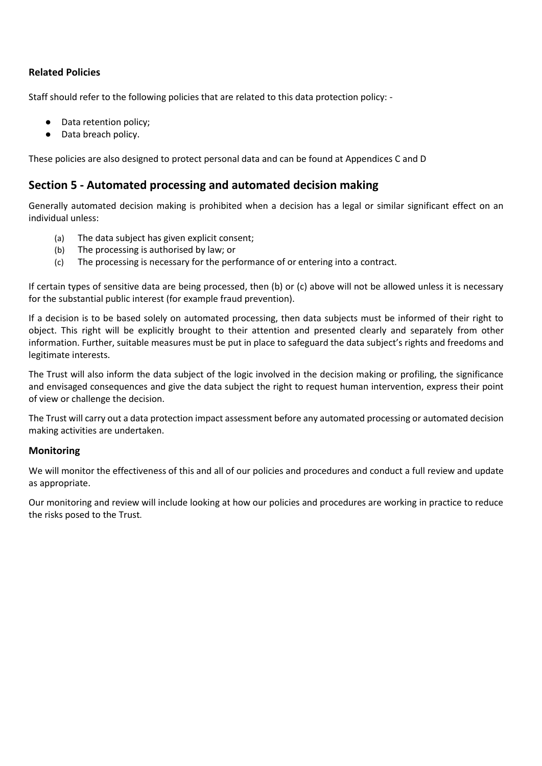### Related Policies

Staff should refer to the following policies that are related to this data protection policy: -

- Data retention policy;
- Data breach policy.

These policies are also designed to protect personal data and can be found at Appendices C and D

## Section 5 - Automated processing and automated decision making

Generally automated decision making is prohibited when a decision has a legal or similar significant effect on an individual unless:

(a) The data subject has given explicit consent;
(b) The processing is authorised by law; or
(c) The processing is necessary for the performance of or entering into a contract.

If certain types of sensitive data are being processed, then (b) or (c) above will not be allowed unless it is necessary for the substantial public interest (for example fraud prevention).

If a decision is to be based solely on automated processing, then data subjects must be informed of their right to object. This right will be explicitly brought to their attention and presented clearly and separately from other information. Further, suitable measures must be put in place to safeguard the data subject's rights and freedoms and legitimate interests.

The Trust will also inform the data subject of the logic involved in the decision making or profiling, the significance and envisaged consequences and give the data subject the right to request human intervention, express their point of view or challenge the decision.

The Trust will carry out a data protection impact assessment before any automated processing or automated decision making activities are undertaken.

### Monitoring

We will monitor the effectiveness of this and all of our policies and procedures and conduct a full review and update as appropriate.

Our monitoring and review will include looking at how our policies and procedures are working in practice to reduce the risks posed to the Trust.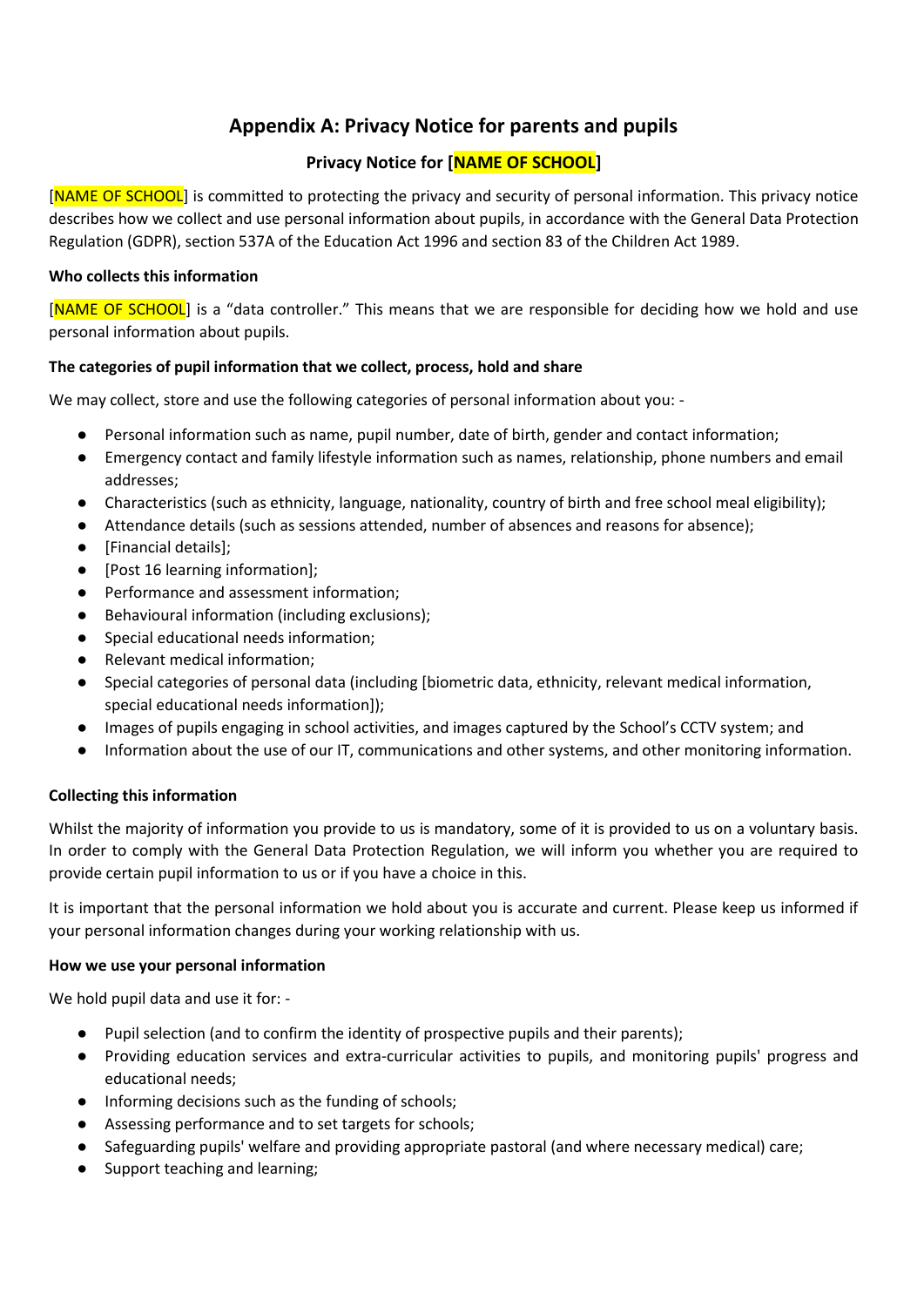## Appendix A: Privacy Notice for parents and pupils

### Privacy Notice for [NAME OF SCHOOL]

[NAME OF SCHOOL] is committed to protecting the privacy and security of personal information. This privacy notice describes how we collect and use personal information about pupils, in accordance with the General Data Protection Regulation (GDPR), section 537A of the Education Act 1996 and section 83 of the Children Act 1989.

**Who collects this information**

[NAME OF SCHOOL] is a "data controller." This means that we are responsible for deciding how we hold and use personal information about pupils.

**The categories of pupil information that we collect, process, hold and share**

We may collect, store and use the following categories of personal information about you: -

- Personal information such as name, pupil number, date of birth, gender and contact information;
- Emergency contact and family lifestyle information such as names, relationship, phone numbers and email addresses;
- Characteristics (such as ethnicity, language, nationality, country of birth and free school meal eligibility);
- Attendance details (such as sessions attended, number of absences and reasons for absence);
- [Financial details];
- [Post 16 learning information];
- Performance and assessment information;
- Behavioural information (including exclusions);
- Special educational needs information;
- Relevant medical information;
- Special categories of personal data (including [biometric data, ethnicity, relevant medical information, special educational needs information]);
- Images of pupils engaging in school activities, and images captured by the School's CCTV system; and
- Information about the use of our IT, communications and other systems, and other monitoring information.

**Collecting this information**

Whilst the majority of information you provide to us is mandatory, some of it is provided to us on a voluntary basis. In order to comply with the General Data Protection Regulation, we will inform you whether you are required to provide certain pupil information to us or if you have a choice in this.

It is important that the personal information we hold about you is accurate and current. Please keep us informed if your personal information changes during your working relationship with us.

**How we use your personal information**

We hold pupil data and use it for: -

- Pupil selection (and to confirm the identity of prospective pupils and their parents);
- Providing education services and extra-curricular activities to pupils, and monitoring pupils' progress and educational needs;
- Informing decisions such as the funding of schools;
- Assessing performance and to set targets for schools;
- Safeguarding pupils' welfare and providing appropriate pastoral (and where necessary medical) care;
- Support teaching and learning;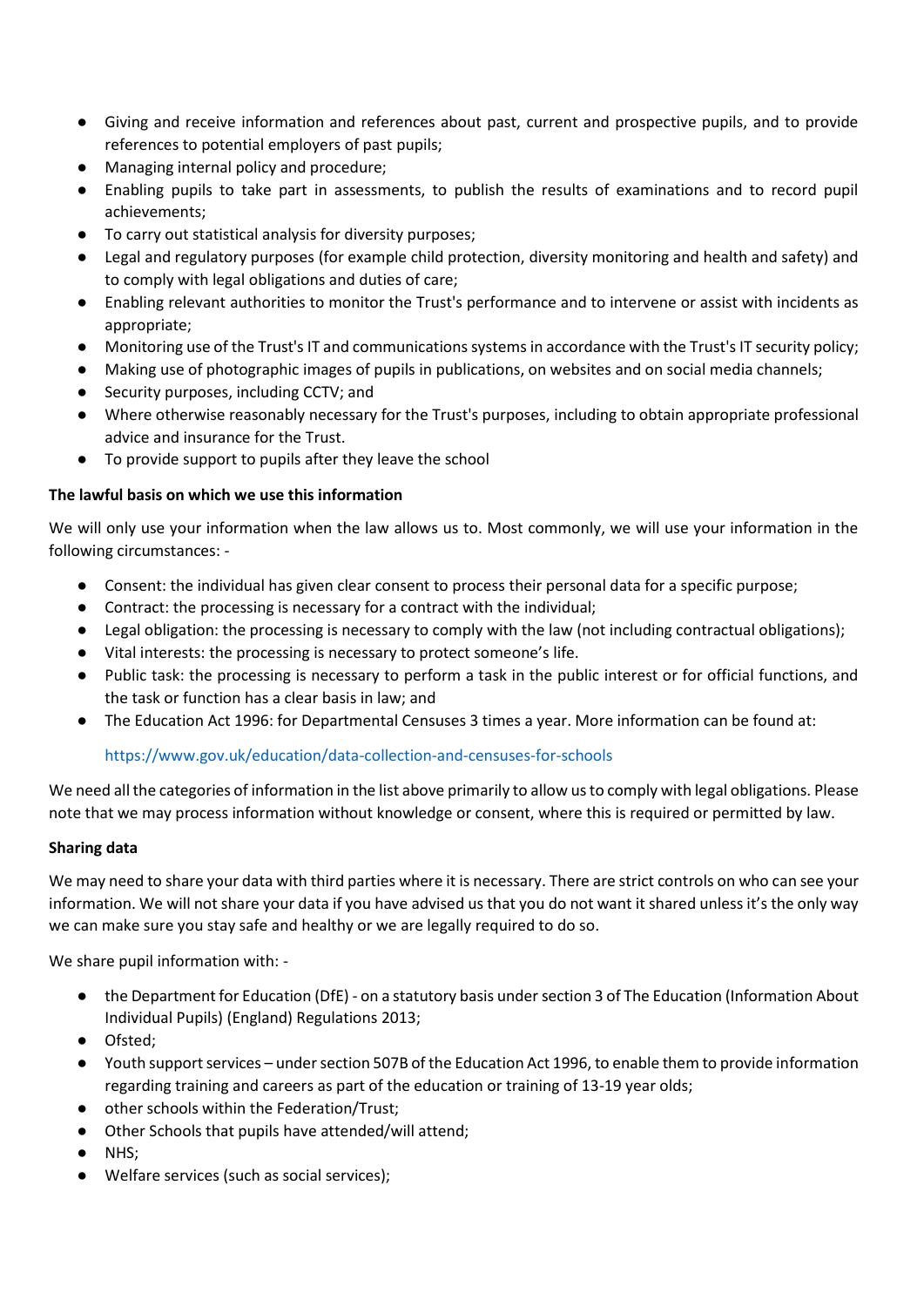- Giving and receive information and references about past, current and prospective pupils, and to provide references to potential employers of past pupils;
- Managing internal policy and procedure;
- Enabling pupils to take part in assessments, to publish the results of examinations and to record pupil achievements;
- To carry out statistical analysis for diversity purposes;
- Legal and regulatory purposes (for example child protection, diversity monitoring and health and safety) and to comply with legal obligations and duties of care;
- Enabling relevant authorities to monitor the Trust's performance and to intervene or assist with incidents as appropriate;
- Monitoring use of the Trust's IT and communications systems in accordance with the Trust's IT security policy;
- Making use of photographic images of pupils in publications, on websites and on social media channels;
- Security purposes, including CCTV; and
- Where otherwise reasonably necessary for the Trust's purposes, including to obtain appropriate professional advice and insurance for the Trust.
- To provide support to pupils after they leave the school

**The lawful basis on which we use this information**

We will only use your information when the law allows us to. Most commonly, we will use your information in the following circumstances: -

- Consent: the individual has given clear consent to process their personal data for a specific purpose;
- Contract: the processing is necessary for a contract with the individual;
- Legal obligation: the processing is necessary to comply with the law (not including contractual obligations);
- Vital interests: the processing is necessary to protect someone's life.
- Public task: the processing is necessary to perform a task in the public interest or for official functions, and the task or function has a clear basis in law; and
- The Education Act 1996: for Departmental Censuses 3 times a year. More information can be found at:

  https://www.gov.uk/education/data-collection-and-censuses-for-schools

We need all the categories of information in the list above primarily to allow us to comply with legal obligations. Please note that we may process information without knowledge or consent, where this is required or permitted by law.

**Sharing data**

We may need to share your data with third parties where it is necessary. There are strict controls on who can see your information. We will not share your data if you have advised us that you do not want it shared unless it's the only way we can make sure you stay safe and healthy or we are legally required to do so.

We share pupil information with: -

- the Department for Education (DfE) - on a statutory basis under section 3 of The Education (Information About Individual Pupils) (England) Regulations 2013;
- Ofsted;
- Youth support services – under section 507B of the Education Act 1996, to enable them to provide information regarding training and careers as part of the education or training of 13-19 year olds;
- other schools within the Federation/Trust;
- Other Schools that pupils have attended/will attend;
- NHS;
- Welfare services (such as social services);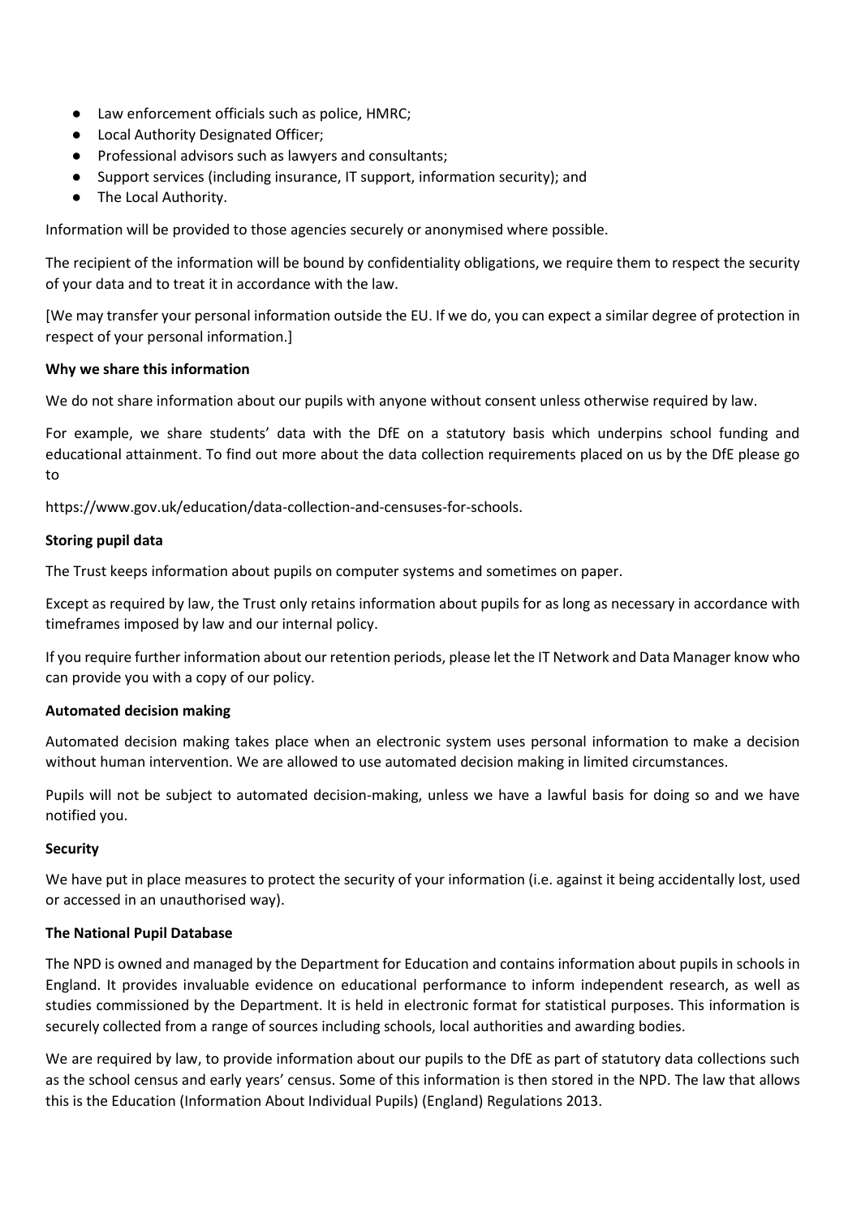- Law enforcement officials such as police, HMRC;
- Local Authority Designated Officer;
- Professional advisors such as lawyers and consultants;
- Support services (including insurance, IT support, information security); and
- The Local Authority.

Information will be provided to those agencies securely or anonymised where possible.

The recipient of the information will be bound by confidentiality obligations, we require them to respect the security of your data and to treat it in accordance with the law.

[We may transfer your personal information outside the EU. If we do, you can expect a similar degree of protection in respect of your personal information.]

**Why we share this information**

We do not share information about our pupils with anyone without consent unless otherwise required by law.

For example, we share students' data with the DfE on a statutory basis which underpins school funding and educational attainment. To find out more about the data collection requirements placed on us by the DfE please go to

https://www.gov.uk/education/data-collection-and-censuses-for-schools.

**Storing pupil data**

The Trust keeps information about pupils on computer systems and sometimes on paper.

Except as required by law, the Trust only retains information about pupils for as long as necessary in accordance with timeframes imposed by law and our internal policy.

If you require further information about our retention periods, please let the IT Network and Data Manager know who can provide you with a copy of our policy.

**Automated decision making**

Automated decision making takes place when an electronic system uses personal information to make a decision without human intervention. We are allowed to use automated decision making in limited circumstances.

Pupils will not be subject to automated decision-making, unless we have a lawful basis for doing so and we have notified you.

**Security**

We have put in place measures to protect the security of your information (i.e. against it being accidentally lost, used or accessed in an unauthorised way).

**The National Pupil Database**

The NPD is owned and managed by the Department for Education and contains information about pupils in schools in England. It provides invaluable evidence on educational performance to inform independent research, as well as studies commissioned by the Department. It is held in electronic format for statistical purposes. This information is securely collected from a range of sources including schools, local authorities and awarding bodies.

We are required by law, to provide information about our pupils to the DfE as part of statutory data collections such as the school census and early years' census. Some of this information is then stored in the NPD. The law that allows this is the Education (Information About Individual Pupils) (England) Regulations 2013.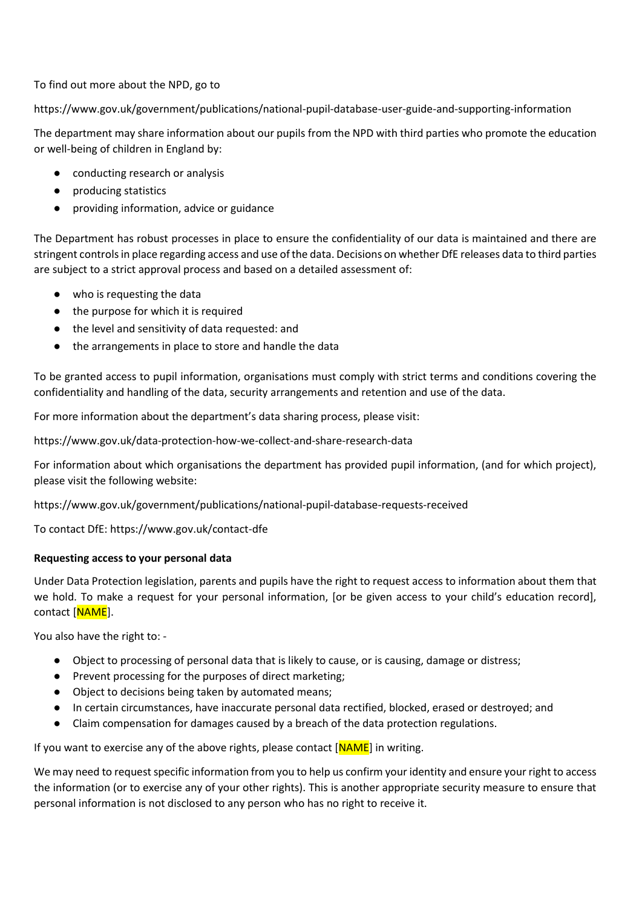To find out more about the NPD, go to

https://www.gov.uk/government/publications/national-pupil-database-user-guide-and-supporting-information

The department may share information about our pupils from the NPD with third parties who promote the education or well-being of children in England by:

- conducting research or analysis
- producing statistics
- providing information, advice or guidance

The Department has robust processes in place to ensure the confidentiality of our data is maintained and there are stringent controls in place regarding access and use of the data. Decisions on whether DfE releases data to third parties are subject to a strict approval process and based on a detailed assessment of:

- who is requesting the data
- the purpose for which it is required
- the level and sensitivity of data requested: and
- the arrangements in place to store and handle the data

To be granted access to pupil information, organisations must comply with strict terms and conditions covering the confidentiality and handling of the data, security arrangements and retention and use of the data.

For more information about the department's data sharing process, please visit:

https://www.gov.uk/data-protection-how-we-collect-and-share-research-data

For information about which organisations the department has provided pupil information, (and for which project), please visit the following website:

https://www.gov.uk/government/publications/national-pupil-database-requests-received

To contact DfE: https://www.gov.uk/contact-dfe

**Requesting access to your personal data**

Under Data Protection legislation, parents and pupils have the right to request access to information about them that we hold. To make a request for your personal information, [or be given access to your child's education record], contact [NAME].

You also have the right to: -

- Object to processing of personal data that is likely to cause, or is causing, damage or distress;
- Prevent processing for the purposes of direct marketing;
- Object to decisions being taken by automated means;
- In certain circumstances, have inaccurate personal data rectified, blocked, erased or destroyed; and
- Claim compensation for damages caused by a breach of the data protection regulations.

If you want to exercise any of the above rights, please contact [NAME] in writing.

We may need to request specific information from you to help us confirm your identity and ensure your right to access the information (or to exercise any of your other rights). This is another appropriate security measure to ensure that personal information is not disclosed to any person who has no right to receive it.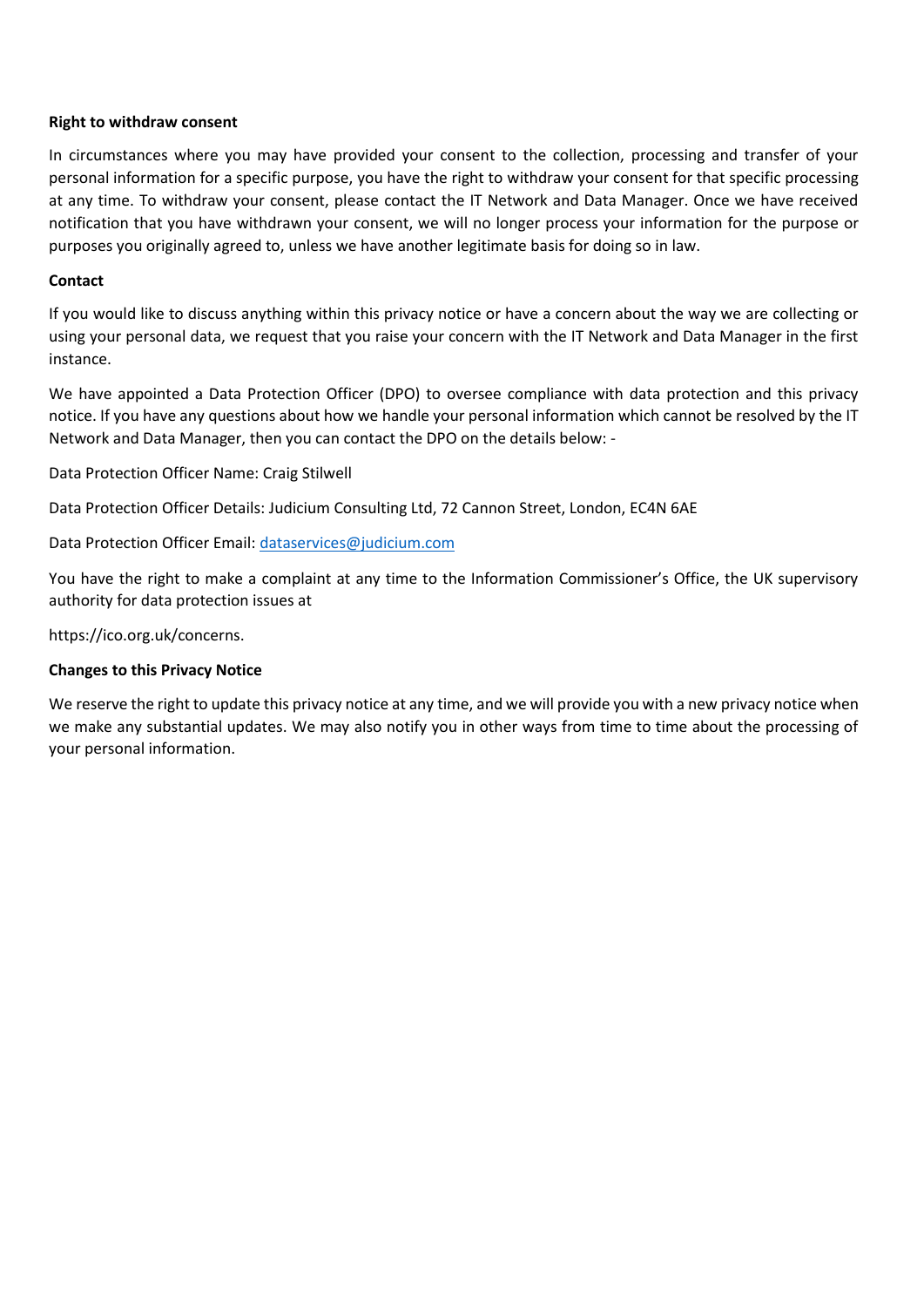**Right to withdraw consent**

In circumstances where you may have provided your consent to the collection, processing and transfer of your personal information for a specific purpose, you have the right to withdraw your consent for that specific processing at any time. To withdraw your consent, please contact the IT Network and Data Manager. Once we have received notification that you have withdrawn your consent, we will no longer process your information for the purpose or purposes you originally agreed to, unless we have another legitimate basis for doing so in law.

**Contact**

If you would like to discuss anything within this privacy notice or have a concern about the way we are collecting or using your personal data, we request that you raise your concern with the IT Network and Data Manager in the first instance.

We have appointed a Data Protection Officer (DPO) to oversee compliance with data protection and this privacy notice. If you have any questions about how we handle your personal information which cannot be resolved by the IT Network and Data Manager, then you can contact the DPO on the details below: -

Data Protection Officer Name: Craig Stilwell

Data Protection Officer Details: Judicium Consulting Ltd, 72 Cannon Street, London, EC4N 6AE

Data Protection Officer Email: [dataservices@judicium.com](mailto:dataservices@judicium.com)

You have the right to make a complaint at any time to the Information Commissioner's Office, the UK supervisory authority for data protection issues at

https://ico.org.uk/concerns.

**Changes to this Privacy Notice**

We reserve the right to update this privacy notice at any time, and we will provide you with a new privacy notice when we make any substantial updates. We may also notify you in other ways from time to time about the processing of your personal information.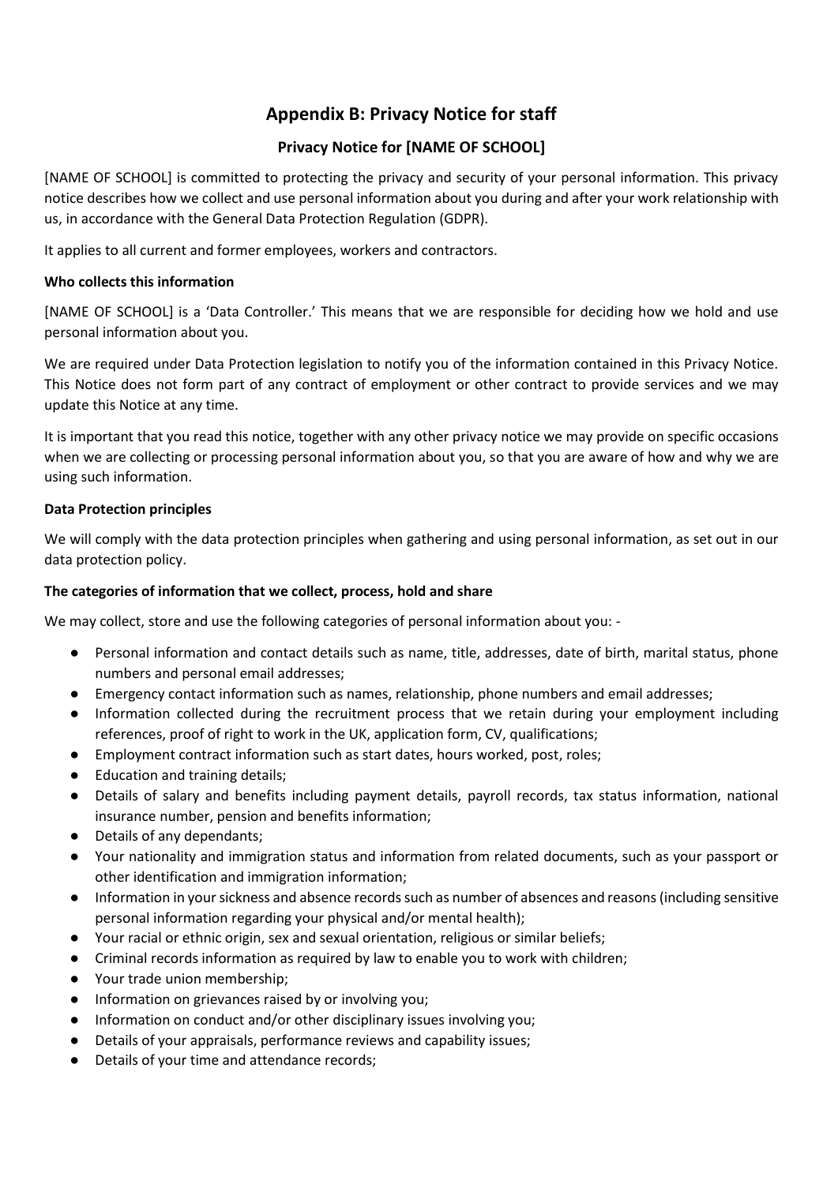# Appendix B: Privacy Notice for staff

## Privacy Notice for [NAME OF SCHOOL]

[NAME OF SCHOOL] is committed to protecting the privacy and security of your personal information. This privacy notice describes how we collect and use personal information about you during and after your work relationship with us, in accordance with the General Data Protection Regulation (GDPR).

It applies to all current and former employees, workers and contractors.

**Who collects this information**

[NAME OF SCHOOL] is a 'Data Controller.' This means that we are responsible for deciding how we hold and use personal information about you.

We are required under Data Protection legislation to notify you of the information contained in this Privacy Notice. This Notice does not form part of any contract of employment or other contract to provide services and we may update this Notice at any time.

It is important that you read this notice, together with any other privacy notice we may provide on specific occasions when we are collecting or processing personal information about you, so that you are aware of how and why we are using such information.

**Data Protection principles**

We will comply with the data protection principles when gathering and using personal information, as set out in our data protection policy.

**The categories of information that we collect, process, hold and share**

We may collect, store and use the following categories of personal information about you: -

- Personal information and contact details such as name, title, addresses, date of birth, marital status, phone numbers and personal email addresses;
- Emergency contact information such as names, relationship, phone numbers and email addresses;
- Information collected during the recruitment process that we retain during your employment including references, proof of right to work in the UK, application form, CV, qualifications;
- Employment contract information such as start dates, hours worked, post, roles;
- Education and training details;
- Details of salary and benefits including payment details, payroll records, tax status information, national insurance number, pension and benefits information;
- Details of any dependants;
- Your nationality and immigration status and information from related documents, such as your passport or other identification and immigration information;
- Information in your sickness and absence records such as number of absences and reasons (including sensitive personal information regarding your physical and/or mental health);
- Your racial or ethnic origin, sex and sexual orientation, religious or similar beliefs;
- Criminal records information as required by law to enable you to work with children;
- Your trade union membership;
- Information on grievances raised by or involving you;
- Information on conduct and/or other disciplinary issues involving you;
- Details of your appraisals, performance reviews and capability issues;
- Details of your time and attendance records;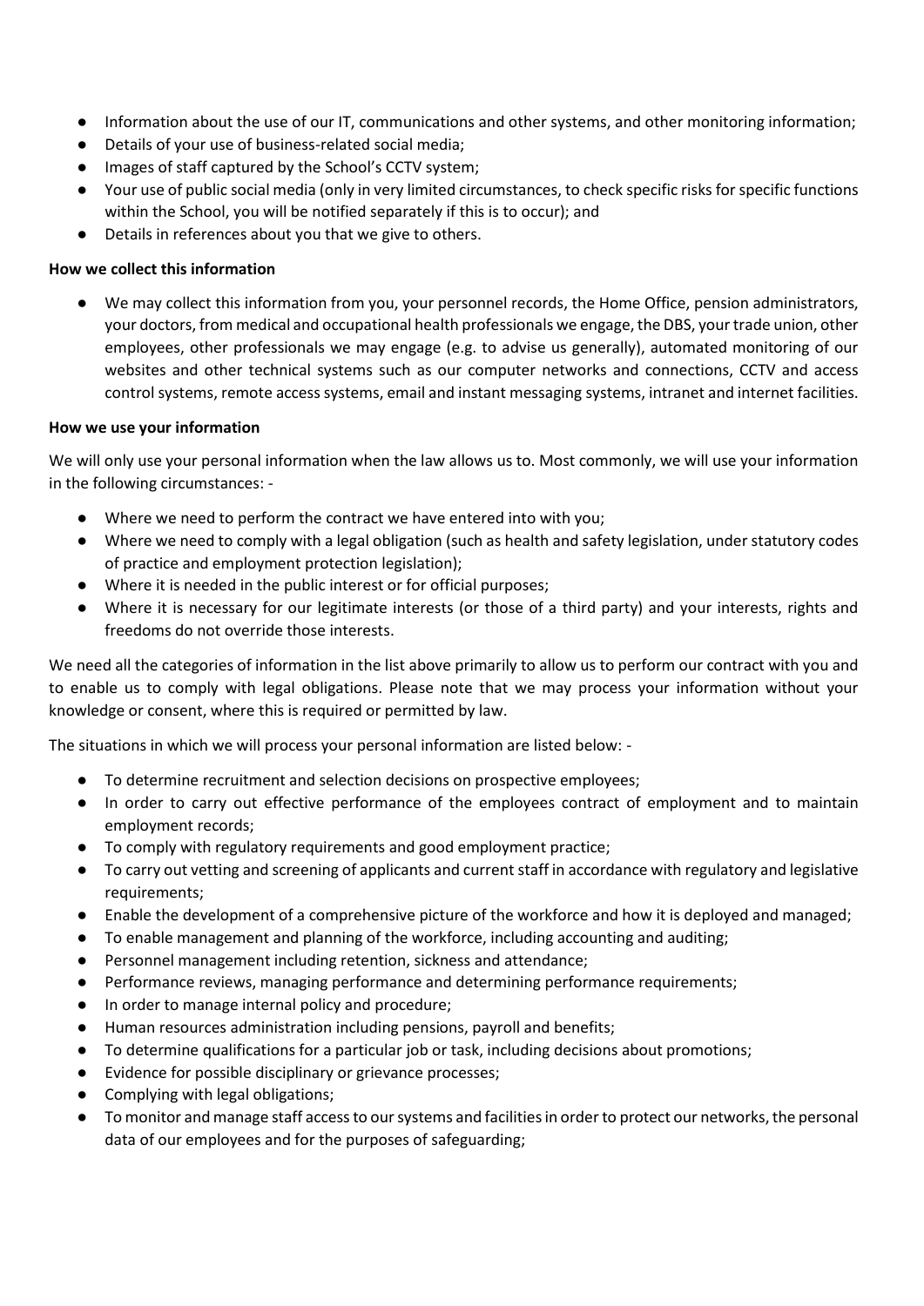- Information about the use of our IT, communications and other systems, and other monitoring information;
- Details of your use of business-related social media;
- Images of staff captured by the School's CCTV system;
- Your use of public social media (only in very limited circumstances, to check specific risks for specific functions within the School, you will be notified separately if this is to occur); and
- Details in references about you that we give to others.

**How we collect this information**

- We may collect this information from you, your personnel records, the Home Office, pension administrators, your doctors, from medical and occupational health professionals we engage, the DBS, your trade union, other employees, other professionals we may engage (e.g. to advise us generally), automated monitoring of our websites and other technical systems such as our computer networks and connections, CCTV and access control systems, remote access systems, email and instant messaging systems, intranet and internet facilities.

**How we use your information**

We will only use your personal information when the law allows us to. Most commonly, we will use your information in the following circumstances: -

- Where we need to perform the contract we have entered into with you;
- Where we need to comply with a legal obligation (such as health and safety legislation, under statutory codes of practice and employment protection legislation);
- Where it is needed in the public interest or for official purposes;
- Where it is necessary for our legitimate interests (or those of a third party) and your interests, rights and freedoms do not override those interests.

We need all the categories of information in the list above primarily to allow us to perform our contract with you and to enable us to comply with legal obligations. Please note that we may process your information without your knowledge or consent, where this is required or permitted by law.

The situations in which we will process your personal information are listed below: -

- To determine recruitment and selection decisions on prospective employees;
- In order to carry out effective performance of the employees contract of employment and to maintain employment records;
- To comply with regulatory requirements and good employment practice;
- To carry out vetting and screening of applicants and current staff in accordance with regulatory and legislative requirements;
- Enable the development of a comprehensive picture of the workforce and how it is deployed and managed;
- To enable management and planning of the workforce, including accounting and auditing;
- Personnel management including retention, sickness and attendance;
- Performance reviews, managing performance and determining performance requirements;
- In order to manage internal policy and procedure;
- Human resources administration including pensions, payroll and benefits;
- To determine qualifications for a particular job or task, including decisions about promotions;
- Evidence for possible disciplinary or grievance processes;
- Complying with legal obligations;
- To monitor and manage staff access to our systems and facilities in order to protect our networks, the personal data of our employees and for the purposes of safeguarding;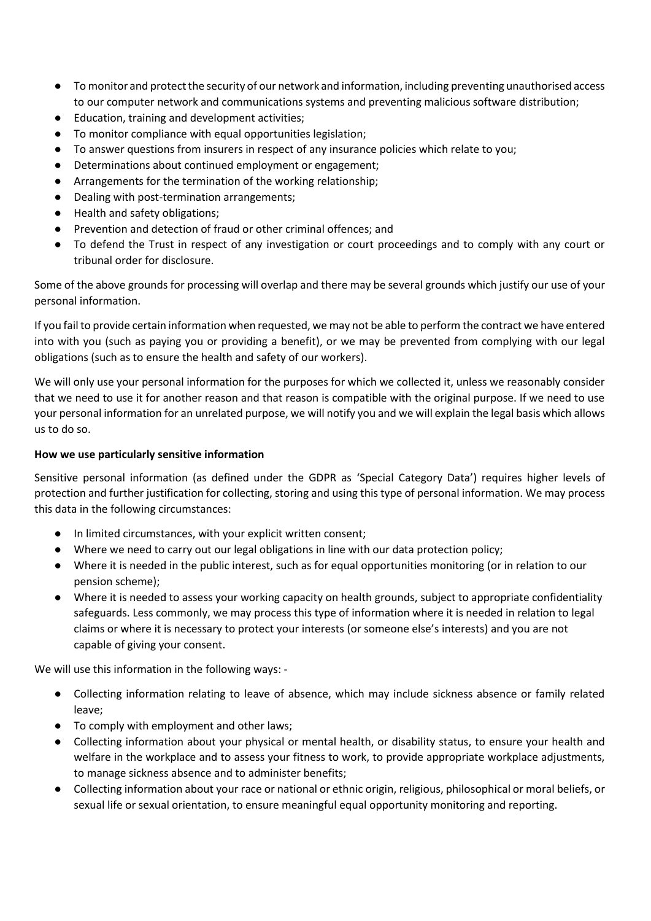- To monitor and protect the security of our network and information, including preventing unauthorised access to our computer network and communications systems and preventing malicious software distribution;
- Education, training and development activities;
- To monitor compliance with equal opportunities legislation;
- To answer questions from insurers in respect of any insurance policies which relate to you;
- Determinations about continued employment or engagement;
- Arrangements for the termination of the working relationship;
- Dealing with post-termination arrangements;
- Health and safety obligations;
- Prevention and detection of fraud or other criminal offences; and
- To defend the Trust in respect of any investigation or court proceedings and to comply with any court or tribunal order for disclosure.

Some of the above grounds for processing will overlap and there may be several grounds which justify our use of your personal information.

If you fail to provide certain information when requested, we may not be able to perform the contract we have entered into with you (such as paying you or providing a benefit), or we may be prevented from complying with our legal obligations (such as to ensure the health and safety of our workers).

We will only use your personal information for the purposes for which we collected it, unless we reasonably consider that we need to use it for another reason and that reason is compatible with the original purpose. If we need to use your personal information for an unrelated purpose, we will notify you and we will explain the legal basis which allows us to do so.

**How we use particularly sensitive information**

Sensitive personal information (as defined under the GDPR as 'Special Category Data') requires higher levels of protection and further justification for collecting, storing and using this type of personal information. We may process this data in the following circumstances:

- In limited circumstances, with your explicit written consent;
- Where we need to carry out our legal obligations in line with our data protection policy;
- Where it is needed in the public interest, such as for equal opportunities monitoring (or in relation to our pension scheme);
- Where it is needed to assess your working capacity on health grounds, subject to appropriate confidentiality safeguards. Less commonly, we may process this type of information where it is needed in relation to legal claims or where it is necessary to protect your interests (or someone else's interests) and you are not capable of giving your consent.

We will use this information in the following ways: -

- Collecting information relating to leave of absence, which may include sickness absence or family related leave;
- To comply with employment and other laws;
- Collecting information about your physical or mental health, or disability status, to ensure your health and welfare in the workplace and to assess your fitness to work, to provide appropriate workplace adjustments, to manage sickness absence and to administer benefits;
- Collecting information about your race or national or ethnic origin, religious, philosophical or moral beliefs, or sexual life or sexual orientation, to ensure meaningful equal opportunity monitoring and reporting.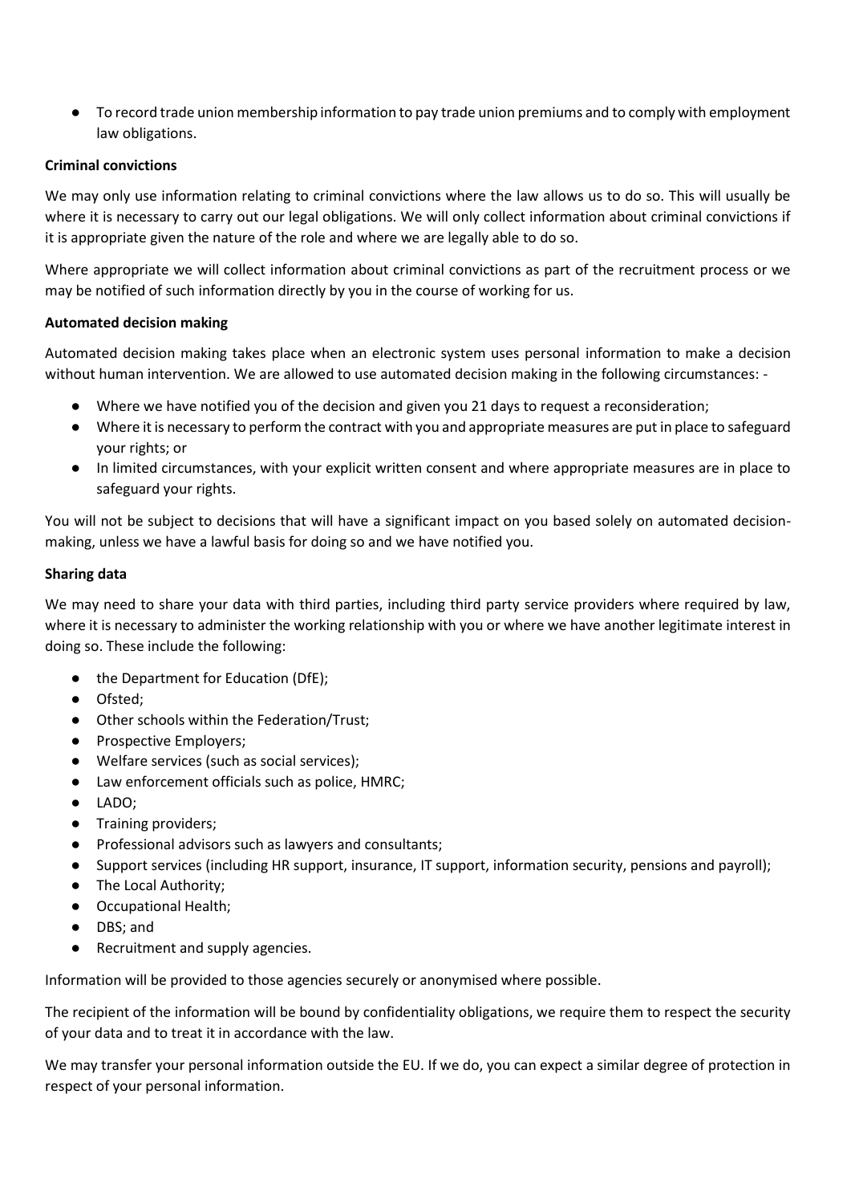- To record trade union membership information to pay trade union premiums and to comply with employment law obligations.

**Criminal convictions**

We may only use information relating to criminal convictions where the law allows us to do so. This will usually be where it is necessary to carry out our legal obligations. We will only collect information about criminal convictions if it is appropriate given the nature of the role and where we are legally able to do so.

Where appropriate we will collect information about criminal convictions as part of the recruitment process or we may be notified of such information directly by you in the course of working for us.

**Automated decision making**

Automated decision making takes place when an electronic system uses personal information to make a decision without human intervention. We are allowed to use automated decision making in the following circumstances: -

- Where we have notified you of the decision and given you 21 days to request a reconsideration;
- Where it is necessary to perform the contract with you and appropriate measures are put in place to safeguard your rights; or
- In limited circumstances, with your explicit written consent and where appropriate measures are in place to safeguard your rights.

You will not be subject to decisions that will have a significant impact on you based solely on automated decision-making, unless we have a lawful basis for doing so and we have notified you.

**Sharing data**

We may need to share your data with third parties, including third party service providers where required by law, where it is necessary to administer the working relationship with you or where we have another legitimate interest in doing so. These include the following:

- the Department for Education (DfE);
- Ofsted;
- Other schools within the Federation/Trust;
- Prospective Employers;
- Welfare services (such as social services);
- Law enforcement officials such as police, HMRC;
- LADO;
- Training providers;
- Professional advisors such as lawyers and consultants;
- Support services (including HR support, insurance, IT support, information security, pensions and payroll);
- The Local Authority;
- Occupational Health;
- DBS; and
- Recruitment and supply agencies.

Information will be provided to those agencies securely or anonymised where possible.

The recipient of the information will be bound by confidentiality obligations, we require them to respect the security of your data and to treat it in accordance with the law.

We may transfer your personal information outside the EU. If we do, you can expect a similar degree of protection in respect of your personal information.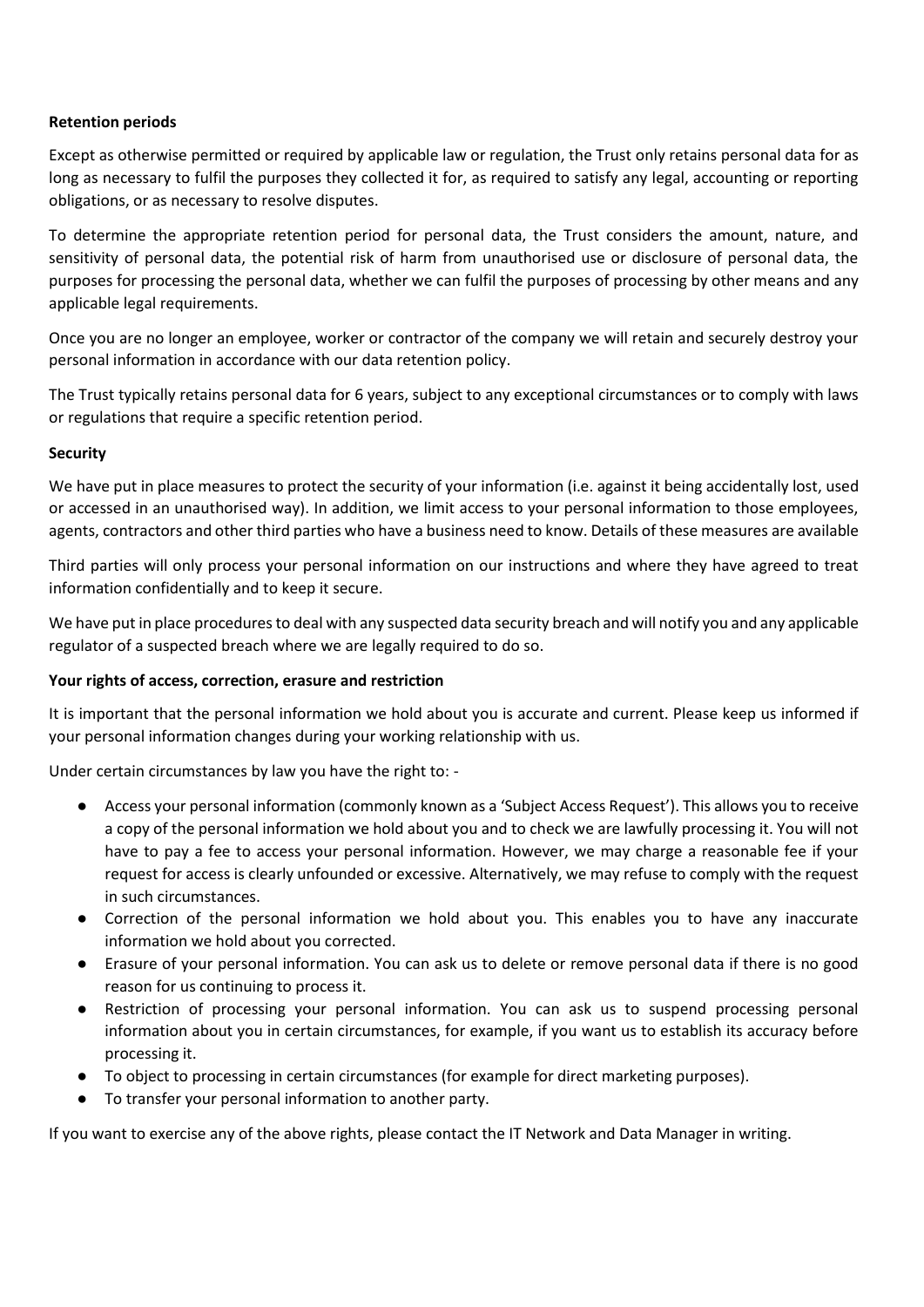**Retention periods**

Except as otherwise permitted or required by applicable law or regulation, the Trust only retains personal data for as long as necessary to fulfil the purposes they collected it for, as required to satisfy any legal, accounting or reporting obligations, or as necessary to resolve disputes.

To determine the appropriate retention period for personal data, the Trust considers the amount, nature, and sensitivity of personal data, the potential risk of harm from unauthorised use or disclosure of personal data, the purposes for processing the personal data, whether we can fulfil the purposes of processing by other means and any applicable legal requirements.

Once you are no longer an employee, worker or contractor of the company we will retain and securely destroy your personal information in accordance with our data retention policy.

The Trust typically retains personal data for 6 years, subject to any exceptional circumstances or to comply with laws or regulations that require a specific retention period.

**Security**

We have put in place measures to protect the security of your information (i.e. against it being accidentally lost, used or accessed in an unauthorised way). In addition, we limit access to your personal information to those employees, agents, contractors and other third parties who have a business need to know. Details of these measures are available

Third parties will only process your personal information on our instructions and where they have agreed to treat information confidentially and to keep it secure.

We have put in place procedures to deal with any suspected data security breach and will notify you and any applicable regulator of a suspected breach where we are legally required to do so.

**Your rights of access, correction, erasure and restriction**

It is important that the personal information we hold about you is accurate and current. Please keep us informed if your personal information changes during your working relationship with us.

Under certain circumstances by law you have the right to: -

- Access your personal information (commonly known as a 'Subject Access Request'). This allows you to receive a copy of the personal information we hold about you and to check we are lawfully processing it. You will not have to pay a fee to access your personal information. However, we may charge a reasonable fee if your request for access is clearly unfounded or excessive. Alternatively, we may refuse to comply with the request in such circumstances.
- Correction of the personal information we hold about you. This enables you to have any inaccurate information we hold about you corrected.
- Erasure of your personal information. You can ask us to delete or remove personal data if there is no good reason for us continuing to process it.
- Restriction of processing your personal information. You can ask us to suspend processing personal information about you in certain circumstances, for example, if you want us to establish its accuracy before processing it.
- To object to processing in certain circumstances (for example for direct marketing purposes).
- To transfer your personal information to another party.

If you want to exercise any of the above rights, please contact the IT Network and Data Manager in writing.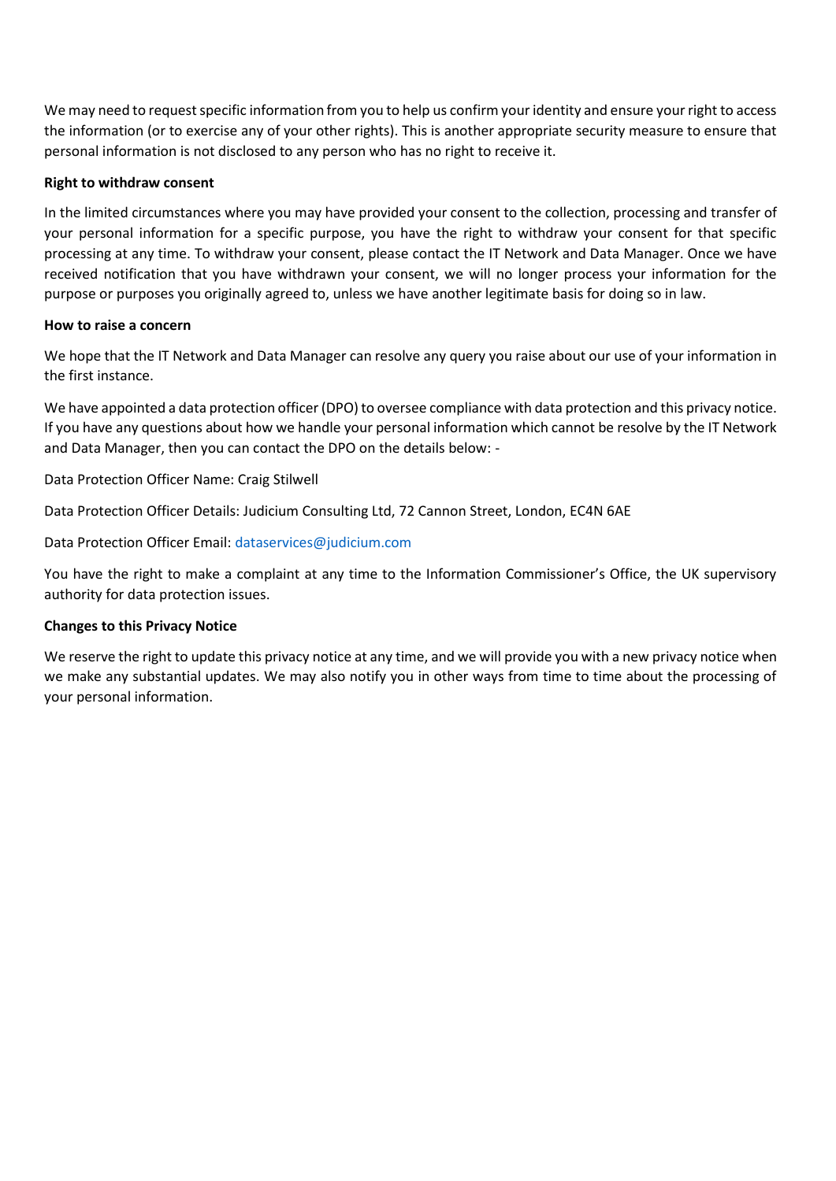We may need to request specific information from you to help us confirm your identity and ensure your right to access the information (or to exercise any of your other rights). This is another appropriate security measure to ensure that personal information is not disclosed to any person who has no right to receive it.

**Right to withdraw consent**

In the limited circumstances where you may have provided your consent to the collection, processing and transfer of your personal information for a specific purpose, you have the right to withdraw your consent for that specific processing at any time. To withdraw your consent, please contact the IT Network and Data Manager. Once we have received notification that you have withdrawn your consent, we will no longer process your information for the purpose or purposes you originally agreed to, unless we have another legitimate basis for doing so in law.

**How to raise a concern**

We hope that the IT Network and Data Manager can resolve any query you raise about our use of your information in the first instance.

We have appointed a data protection officer (DPO) to oversee compliance with data protection and this privacy notice. If you have any questions about how we handle your personal information which cannot be resolve by the IT Network and Data Manager, then you can contact the DPO on the details below: -

Data Protection Officer Name: Craig Stilwell

Data Protection Officer Details: Judicium Consulting Ltd, 72 Cannon Street, London, EC4N 6AE

Data Protection Officer Email: dataservices@judicium.com

You have the right to make a complaint at any time to the Information Commissioner's Office, the UK supervisory authority for data protection issues.

**Changes to this Privacy Notice**

We reserve the right to update this privacy notice at any time, and we will provide you with a new privacy notice when we make any substantial updates. We may also notify you in other ways from time to time about the processing of your personal information.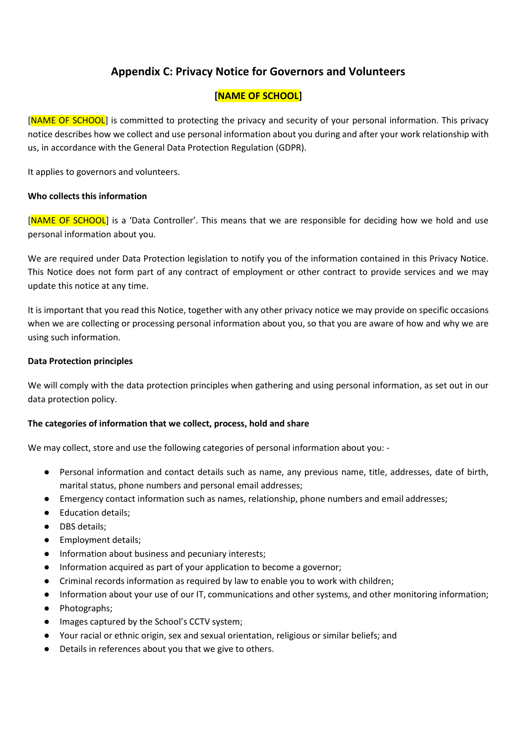## Appendix C: Privacy Notice for Governors and Volunteers

**[NAME OF SCHOOL]**

[NAME OF SCHOOL] is committed to protecting the privacy and security of your personal information. This privacy notice describes how we collect and use personal information about you during and after your work relationship with us, in accordance with the General Data Protection Regulation (GDPR).

It applies to governors and volunteers.

**Who collects this information**

[NAME OF SCHOOL] is a 'Data Controller'. This means that we are responsible for deciding how we hold and use personal information about you.

We are required under Data Protection legislation to notify you of the information contained in this Privacy Notice. This Notice does not form part of any contract of employment or other contract to provide services and we may update this notice at any time.

It is important that you read this Notice, together with any other privacy notice we may provide on specific occasions when we are collecting or processing personal information about you, so that you are aware of how and why we are using such information.

**Data Protection principles**

We will comply with the data protection principles when gathering and using personal information, as set out in our data protection policy.

**The categories of information that we collect, process, hold and share**

We may collect, store and use the following categories of personal information about you: -

- Personal information and contact details such as name, any previous name, title, addresses, date of birth, marital status, phone numbers and personal email addresses;
- Emergency contact information such as names, relationship, phone numbers and email addresses;
- Education details;
- DBS details;
- Employment details;
- Information about business and pecuniary interests;
- Information acquired as part of your application to become a governor;
- Criminal records information as required by law to enable you to work with children;
- Information about your use of our IT, communications and other systems, and other monitoring information;
- Photographs;
- Images captured by the School's CCTV system;
- Your racial or ethnic origin, sex and sexual orientation, religious or similar beliefs; and
- Details in references about you that we give to others.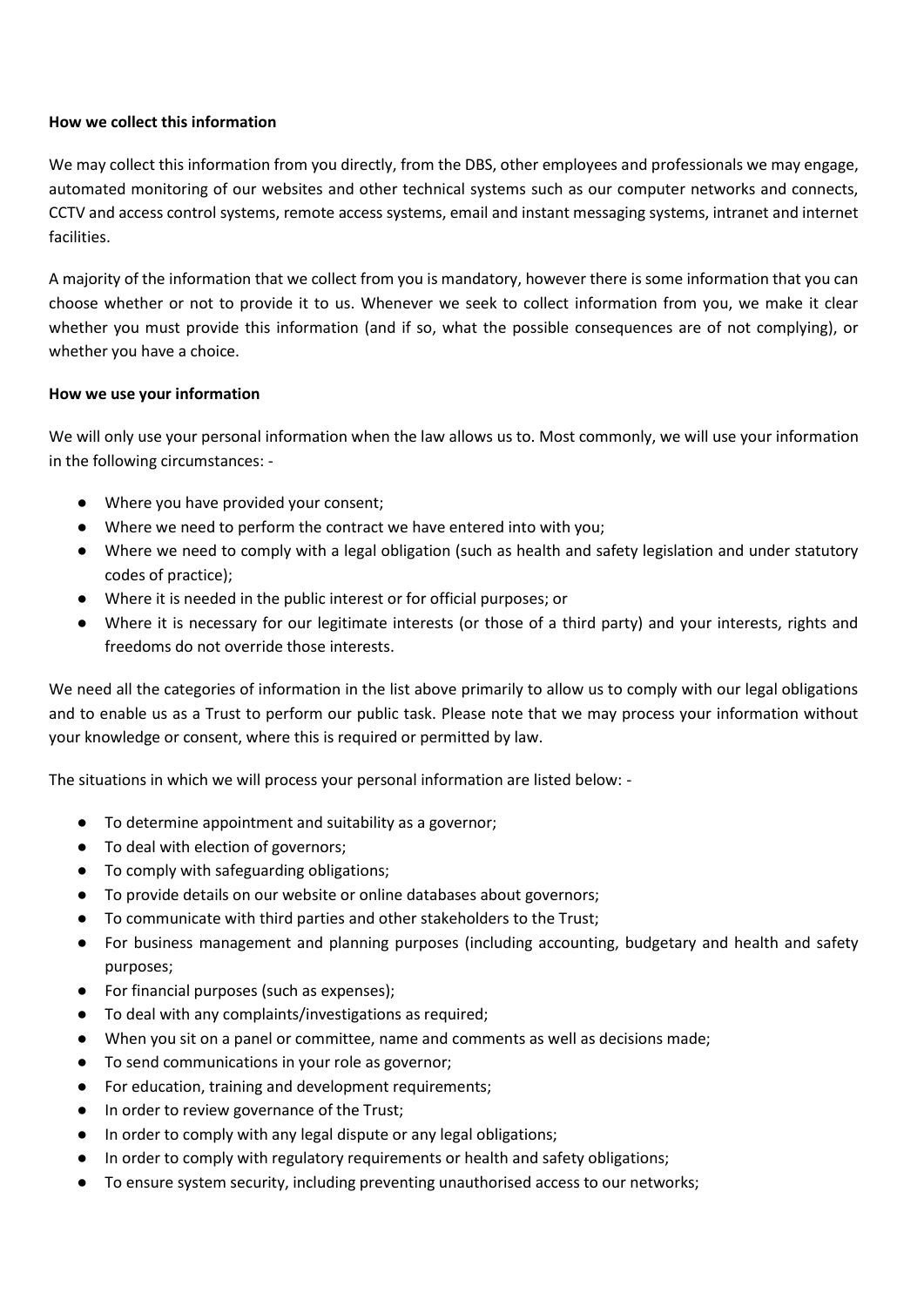**How we collect this information**

We may collect this information from you directly, from the DBS, other employees and professionals we may engage, automated monitoring of our websites and other technical systems such as our computer networks and connects, CCTV and access control systems, remote access systems, email and instant messaging systems, intranet and internet facilities.

A majority of the information that we collect from you is mandatory, however there is some information that you can choose whether or not to provide it to us. Whenever we seek to collect information from you, we make it clear whether you must provide this information (and if so, what the possible consequences are of not complying), or whether you have a choice.

**How we use your information**

We will only use your personal information when the law allows us to. Most commonly, we will use your information in the following circumstances: -

- Where you have provided your consent;
- Where we need to perform the contract we have entered into with you;
- Where we need to comply with a legal obligation (such as health and safety legislation and under statutory codes of practice);
- Where it is needed in the public interest or for official purposes; or
- Where it is necessary for our legitimate interests (or those of a third party) and your interests, rights and freedoms do not override those interests.

We need all the categories of information in the list above primarily to allow us to comply with our legal obligations and to enable us as a Trust to perform our public task. Please note that we may process your information without your knowledge or consent, where this is required or permitted by law.

The situations in which we will process your personal information are listed below: -

- To determine appointment and suitability as a governor;
- To deal with election of governors;
- To comply with safeguarding obligations;
- To provide details on our website or online databases about governors;
- To communicate with third parties and other stakeholders to the Trust;
- For business management and planning purposes (including accounting, budgetary and health and safety purposes;
- For financial purposes (such as expenses);
- To deal with any complaints/investigations as required;
- When you sit on a panel or committee, name and comments as well as decisions made;
- To send communications in your role as governor;
- For education, training and development requirements;
- In order to review governance of the Trust;
- In order to comply with any legal dispute or any legal obligations;
- In order to comply with regulatory requirements or health and safety obligations;
- To ensure system security, including preventing unauthorised access to our networks;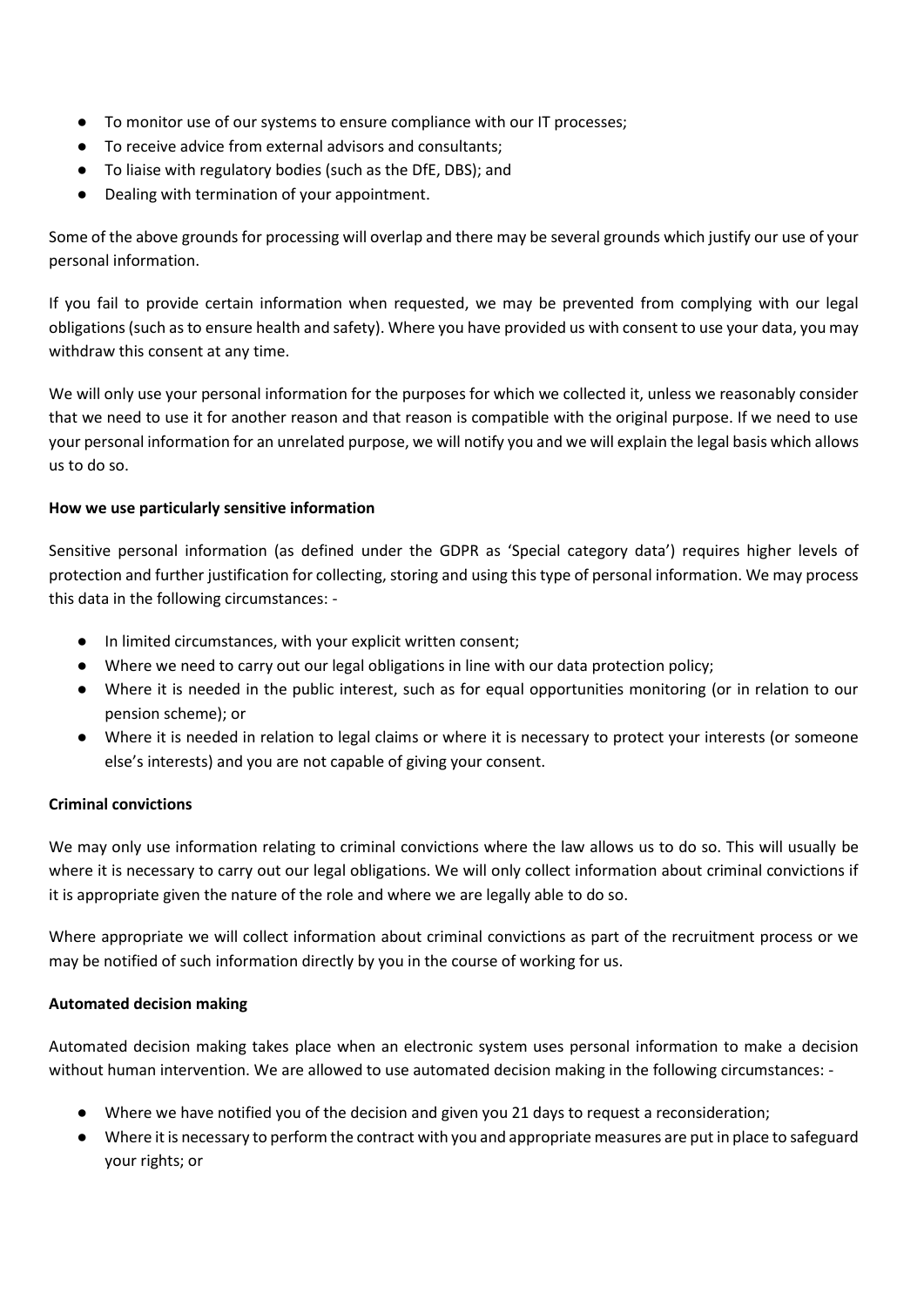- To monitor use of our systems to ensure compliance with our IT processes;
- To receive advice from external advisors and consultants;
- To liaise with regulatory bodies (such as the DfE, DBS); and
- Dealing with termination of your appointment.

Some of the above grounds for processing will overlap and there may be several grounds which justify our use of your personal information.

If you fail to provide certain information when requested, we may be prevented from complying with our legal obligations (such as to ensure health and safety). Where you have provided us with consent to use your data, you may withdraw this consent at any time.

We will only use your personal information for the purposes for which we collected it, unless we reasonably consider that we need to use it for another reason and that reason is compatible with the original purpose. If we need to use your personal information for an unrelated purpose, we will notify you and we will explain the legal basis which allows us to do so.

**How we use particularly sensitive information**

Sensitive personal information (as defined under the GDPR as 'Special category data') requires higher levels of protection and further justification for collecting, storing and using this type of personal information. We may process this data in the following circumstances: -

- In limited circumstances, with your explicit written consent;
- Where we need to carry out our legal obligations in line with our data protection policy;
- Where it is needed in the public interest, such as for equal opportunities monitoring (or in relation to our pension scheme); or
- Where it is needed in relation to legal claims or where it is necessary to protect your interests (or someone else's interests) and you are not capable of giving your consent.

**Criminal convictions**

We may only use information relating to criminal convictions where the law allows us to do so. This will usually be where it is necessary to carry out our legal obligations. We will only collect information about criminal convictions if it is appropriate given the nature of the role and where we are legally able to do so.

Where appropriate we will collect information about criminal convictions as part of the recruitment process or we may be notified of such information directly by you in the course of working for us.

**Automated decision making**

Automated decision making takes place when an electronic system uses personal information to make a decision without human intervention. We are allowed to use automated decision making in the following circumstances: -

- Where we have notified you of the decision and given you 21 days to request a reconsideration;
- Where it is necessary to perform the contract with you and appropriate measures are put in place to safeguard your rights; or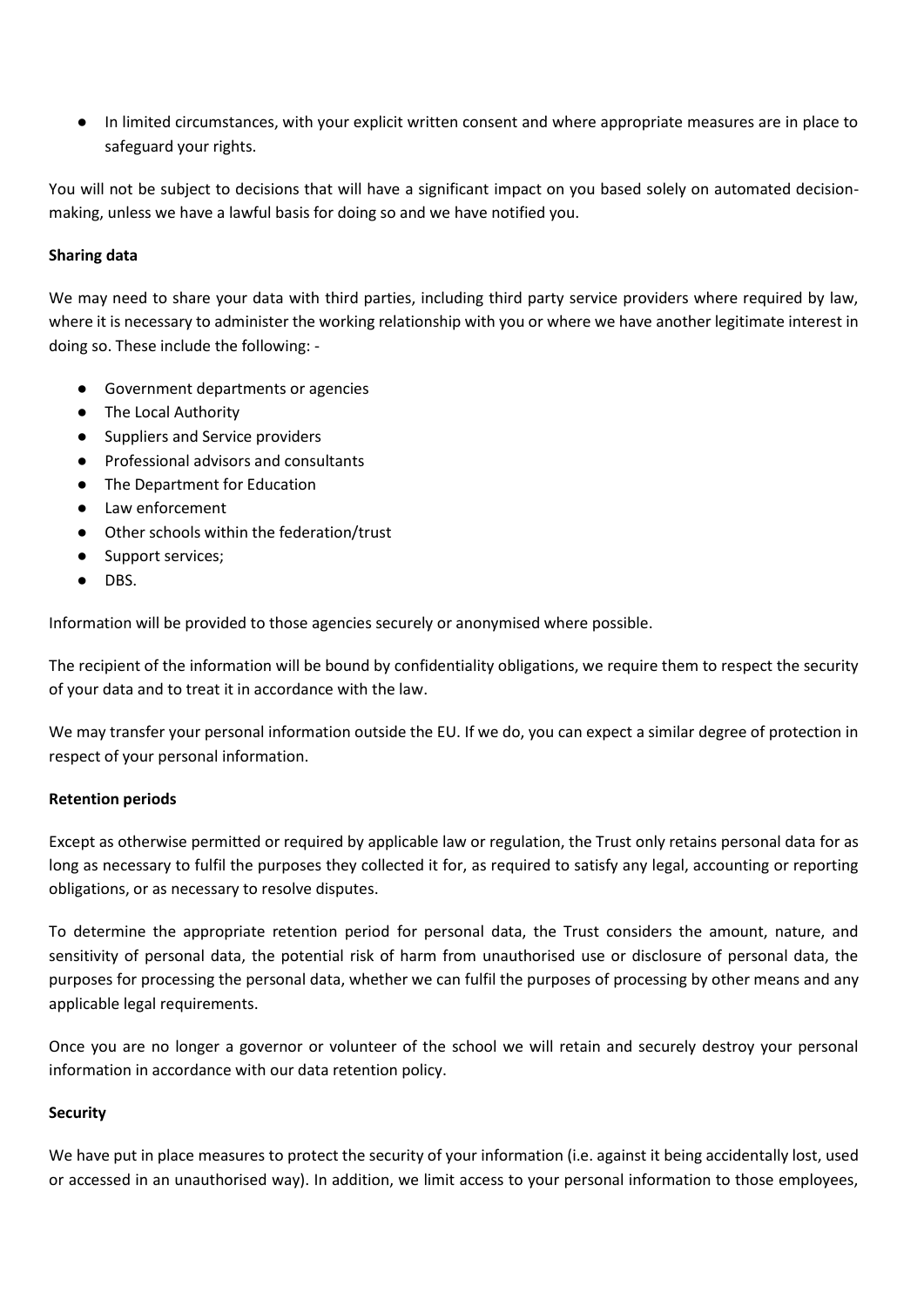- In limited circumstances, with your explicit written consent and where appropriate measures are in place to safeguard your rights.

You will not be subject to decisions that will have a significant impact on you based solely on automated decision-making, unless we have a lawful basis for doing so and we have notified you.

**Sharing data**

We may need to share your data with third parties, including third party service providers where required by law, where it is necessary to administer the working relationship with you or where we have another legitimate interest in doing so. These include the following: -

- Government departments or agencies
- The Local Authority
- Suppliers and Service providers
- Professional advisors and consultants
- The Department for Education
- Law enforcement
- Other schools within the federation/trust
- Support services;
- DBS.

Information will be provided to those agencies securely or anonymised where possible.

The recipient of the information will be bound by confidentiality obligations, we require them to respect the security of your data and to treat it in accordance with the law.

We may transfer your personal information outside the EU. If we do, you can expect a similar degree of protection in respect of your personal information.

**Retention periods**

Except as otherwise permitted or required by applicable law or regulation, the Trust only retains personal data for as long as necessary to fulfil the purposes they collected it for, as required to satisfy any legal, accounting or reporting obligations, or as necessary to resolve disputes.

To determine the appropriate retention period for personal data, the Trust considers the amount, nature, and sensitivity of personal data, the potential risk of harm from unauthorised use or disclosure of personal data, the purposes for processing the personal data, whether we can fulfil the purposes of processing by other means and any applicable legal requirements.

Once you are no longer a governor or volunteer of the school we will retain and securely destroy your personal information in accordance with our data retention policy.

**Security**

We have put in place measures to protect the security of your information (i.e. against it being accidentally lost, used or accessed in an unauthorised way). In addition, we limit access to your personal information to those employees,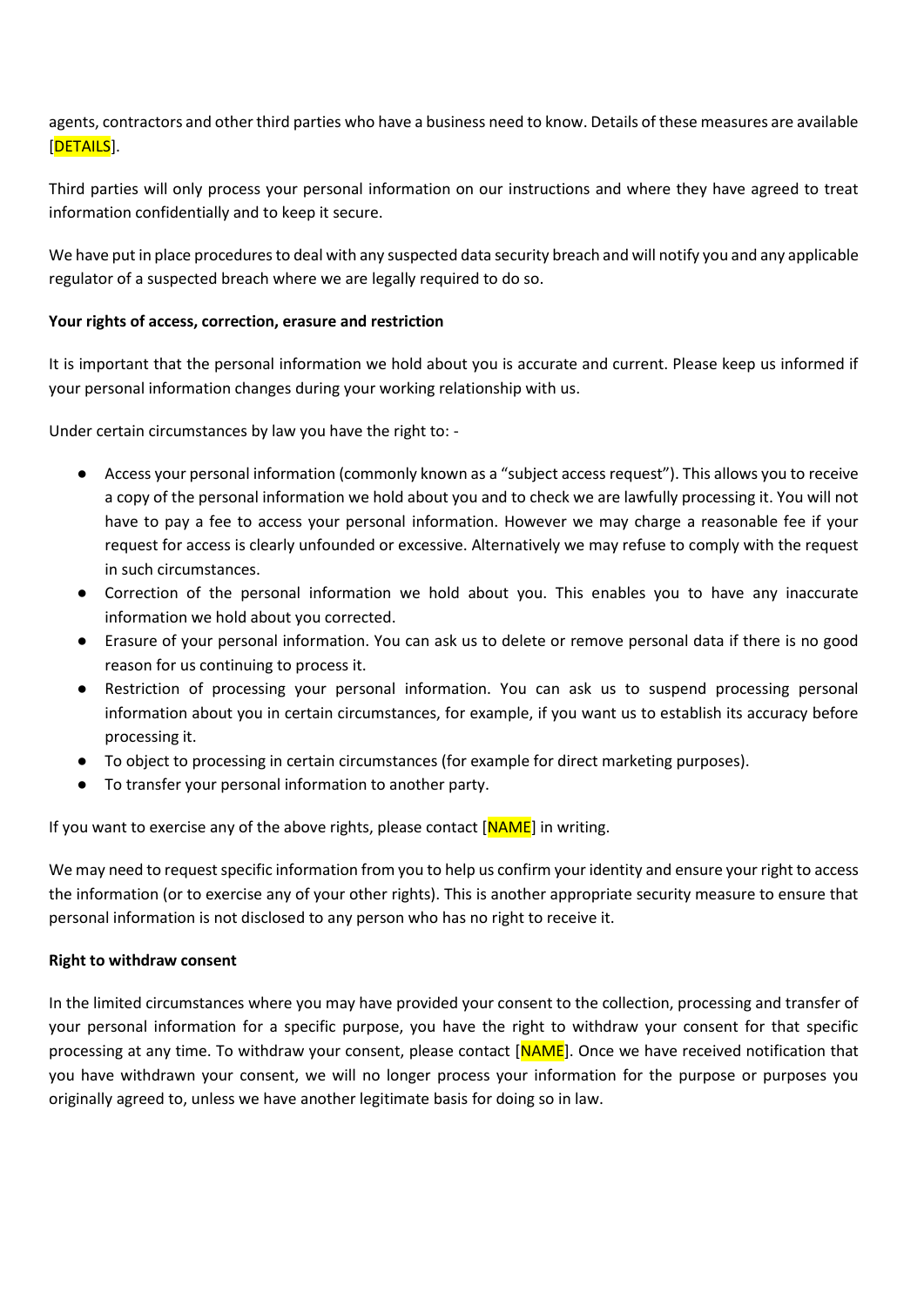agents, contractors and other third parties who have a business need to know. Details of these measures are available [DETAILS].

Third parties will only process your personal information on our instructions and where they have agreed to treat information confidentially and to keep it secure.

We have put in place procedures to deal with any suspected data security breach and will notify you and any applicable regulator of a suspected breach where we are legally required to do so.

**Your rights of access, correction, erasure and restriction**

It is important that the personal information we hold about you is accurate and current. Please keep us informed if your personal information changes during your working relationship with us.

Under certain circumstances by law you have the right to: -

- Access your personal information (commonly known as a "subject access request"). This allows you to receive a copy of the personal information we hold about you and to check we are lawfully processing it. You will not have to pay a fee to access your personal information. However we may charge a reasonable fee if your request for access is clearly unfounded or excessive. Alternatively we may refuse to comply with the request in such circumstances.
- Correction of the personal information we hold about you. This enables you to have any inaccurate information we hold about you corrected.
- Erasure of your personal information. You can ask us to delete or remove personal data if there is no good reason for us continuing to process it.
- Restriction of processing your personal information. You can ask us to suspend processing personal information about you in certain circumstances, for example, if you want us to establish its accuracy before processing it.
- To object to processing in certain circumstances (for example for direct marketing purposes).
- To transfer your personal information to another party.

If you want to exercise any of the above rights, please contact [NAME] in writing.

We may need to request specific information from you to help us confirm your identity and ensure your right to access the information (or to exercise any of your other rights). This is another appropriate security measure to ensure that personal information is not disclosed to any person who has no right to receive it.

**Right to withdraw consent**

In the limited circumstances where you may have provided your consent to the collection, processing and transfer of your personal information for a specific purpose, you have the right to withdraw your consent for that specific processing at any time. To withdraw your consent, please contact [NAME]. Once we have received notification that you have withdrawn your consent, we will no longer process your information for the purpose or purposes you originally agreed to, unless we have another legitimate basis for doing so in law.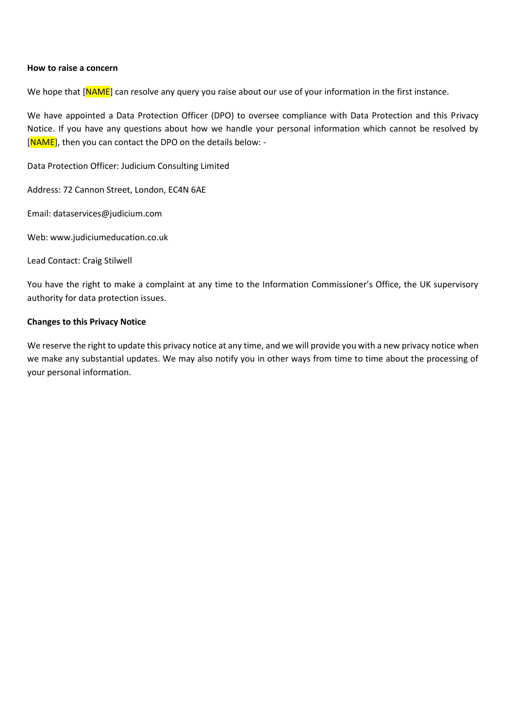**How to raise a concern**

We hope that [NAME] can resolve any query you raise about our use of your information in the first instance.

We have appointed a Data Protection Officer (DPO) to oversee compliance with Data Protection and this Privacy Notice. If you have any questions about how we handle your personal information which cannot be resolved by [NAME], then you can contact the DPO on the details below: -

Data Protection Officer: Judicium Consulting Limited

Address: 72 Cannon Street, London, EC4N 6AE

Email: dataservices@judicium.com

Web: www.judiciumeducation.co.uk

Lead Contact: Craig Stilwell

You have the right to make a complaint at any time to the Information Commissioner's Office, the UK supervisory authority for data protection issues.

**Changes to this Privacy Notice**

We reserve the right to update this privacy notice at any time, and we will provide you with a new privacy notice when we make any substantial updates. We may also notify you in other ways from time to time about the processing of your personal information.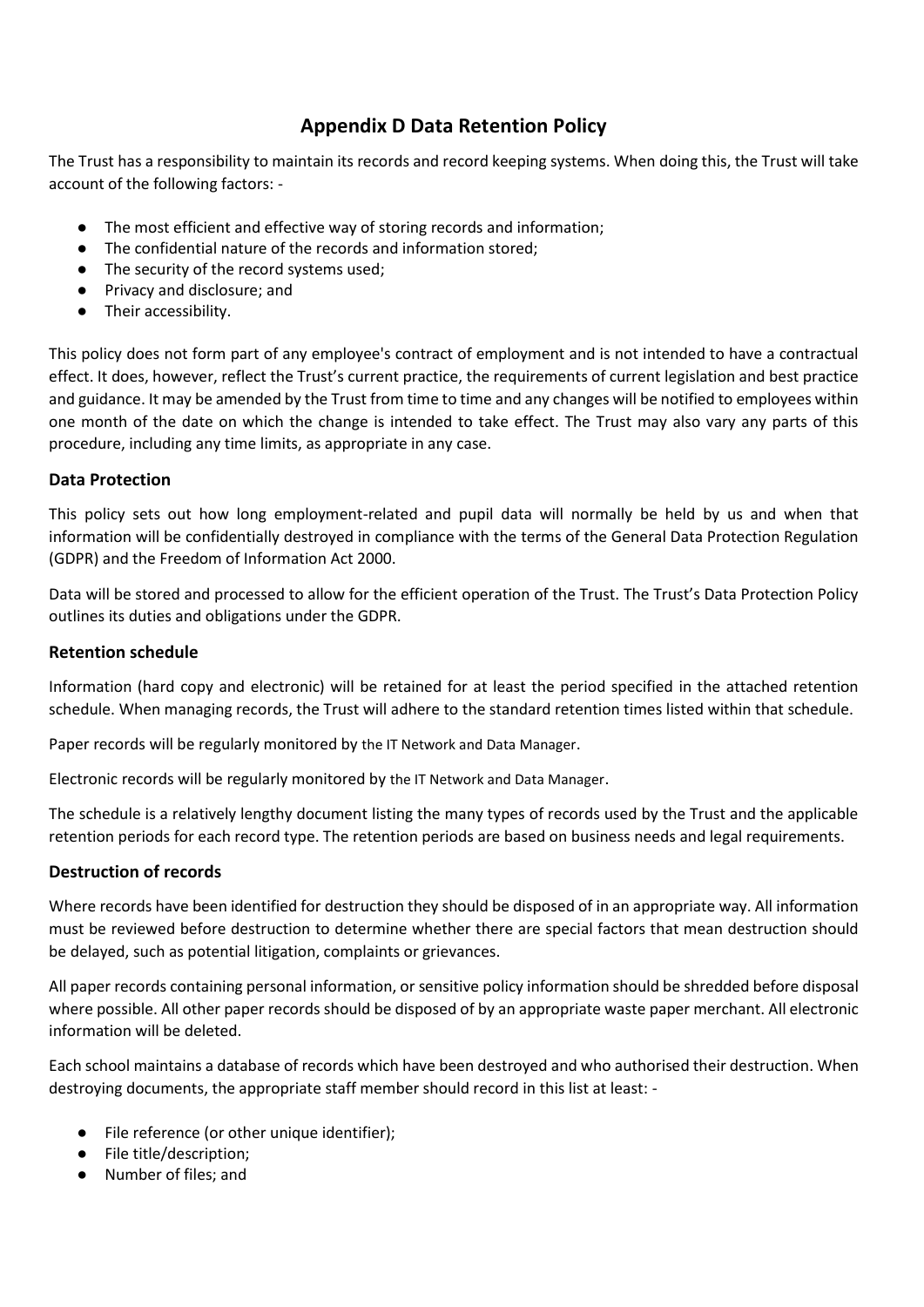# Appendix D Data Retention Policy

The Trust has a responsibility to maintain its records and record keeping systems. When doing this, the Trust will take account of the following factors: -

- The most efficient and effective way of storing records and information;
- The confidential nature of the records and information stored;
- The security of the record systems used;
- Privacy and disclosure; and
- Their accessibility.

This policy does not form part of any employee's contract of employment and is not intended to have a contractual effect. It does, however, reflect the Trust's current practice, the requirements of current legislation and best practice and guidance. It may be amended by the Trust from time to time and any changes will be notified to employees within one month of the date on which the change is intended to take effect. The Trust may also vary any parts of this procedure, including any time limits, as appropriate in any case.

### Data Protection

This policy sets out how long employment-related and pupil data will normally be held by us and when that information will be confidentially destroyed in compliance with the terms of the General Data Protection Regulation (GDPR) and the Freedom of Information Act 2000.

Data will be stored and processed to allow for the efficient operation of the Trust. The Trust's Data Protection Policy outlines its duties and obligations under the GDPR.

### Retention schedule

Information (hard copy and electronic) will be retained for at least the period specified in the attached retention schedule. When managing records, the Trust will adhere to the standard retention times listed within that schedule.

Paper records will be regularly monitored by the IT Network and Data Manager.

Electronic records will be regularly monitored by the IT Network and Data Manager.

The schedule is a relatively lengthy document listing the many types of records used by the Trust and the applicable retention periods for each record type. The retention periods are based on business needs and legal requirements.

### Destruction of records

Where records have been identified for destruction they should be disposed of in an appropriate way. All information must be reviewed before destruction to determine whether there are special factors that mean destruction should be delayed, such as potential litigation, complaints or grievances.

All paper records containing personal information, or sensitive policy information should be shredded before disposal where possible. All other paper records should be disposed of by an appropriate waste paper merchant. All electronic information will be deleted.

Each school maintains a database of records which have been destroyed and who authorised their destruction. When destroying documents, the appropriate staff member should record in this list at least: -

- File reference (or other unique identifier);
- File title/description;
- Number of files; and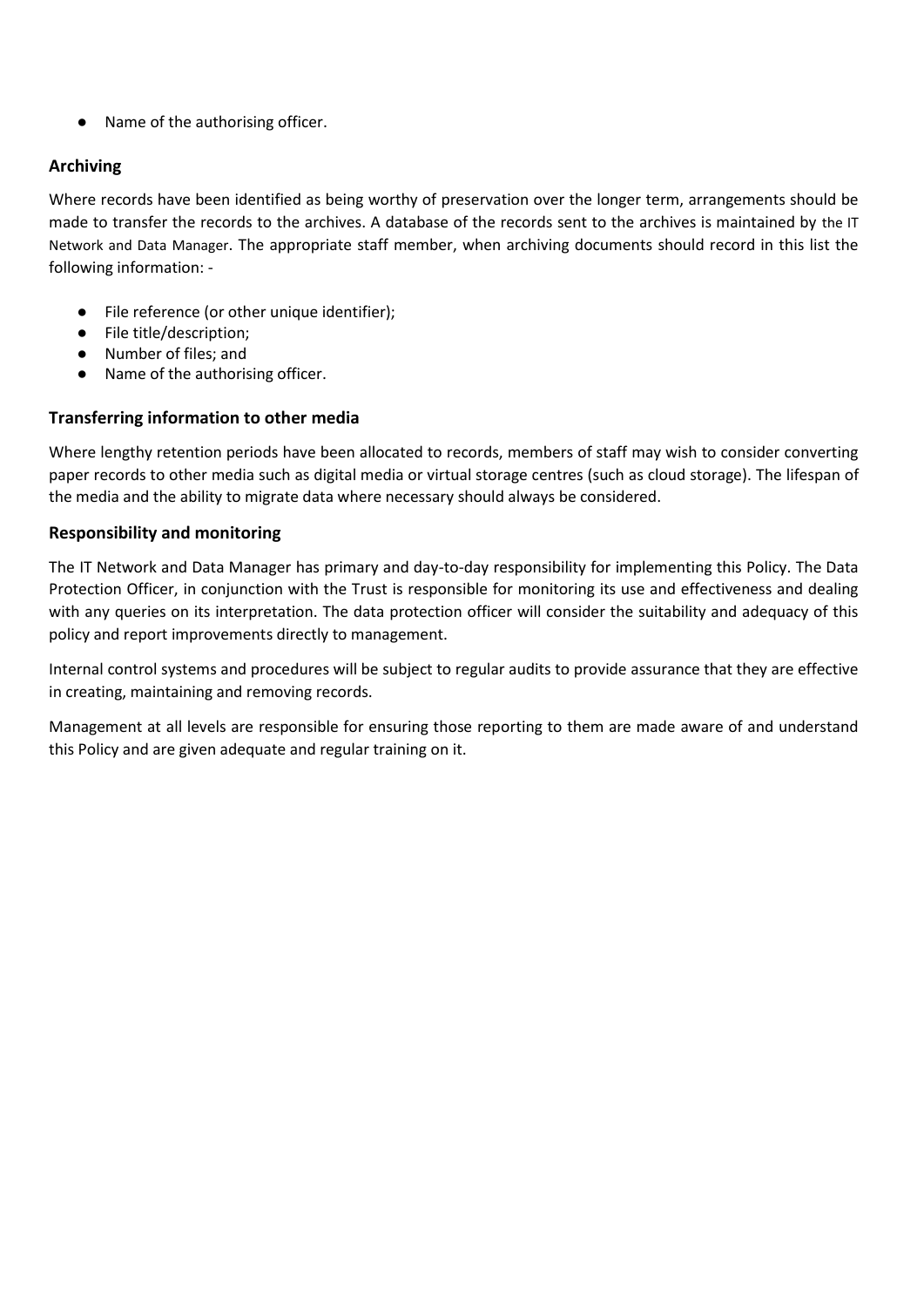- Name of the authorising officer.

### Archiving

Where records have been identified as being worthy of preservation over the longer term, arrangements should be made to transfer the records to the archives. A database of the records sent to the archives is maintained by the IT Network and Data Manager. The appropriate staff member, when archiving documents should record in this list the following information: -

- File reference (or other unique identifier);
- File title/description;
- Number of files; and
- Name of the authorising officer.

### Transferring information to other media

Where lengthy retention periods have been allocated to records, members of staff may wish to consider converting paper records to other media such as digital media or virtual storage centres (such as cloud storage). The lifespan of the media and the ability to migrate data where necessary should always be considered.

### Responsibility and monitoring

The IT Network and Data Manager has primary and day-to-day responsibility for implementing this Policy. The Data Protection Officer, in conjunction with the Trust is responsible for monitoring its use and effectiveness and dealing with any queries on its interpretation. The data protection officer will consider the suitability and adequacy of this policy and report improvements directly to management.

Internal control systems and procedures will be subject to regular audits to provide assurance that they are effective in creating, maintaining and removing records.

Management at all levels are responsible for ensuring those reporting to them are made aware of and understand this Policy and are given adequate and regular training on it.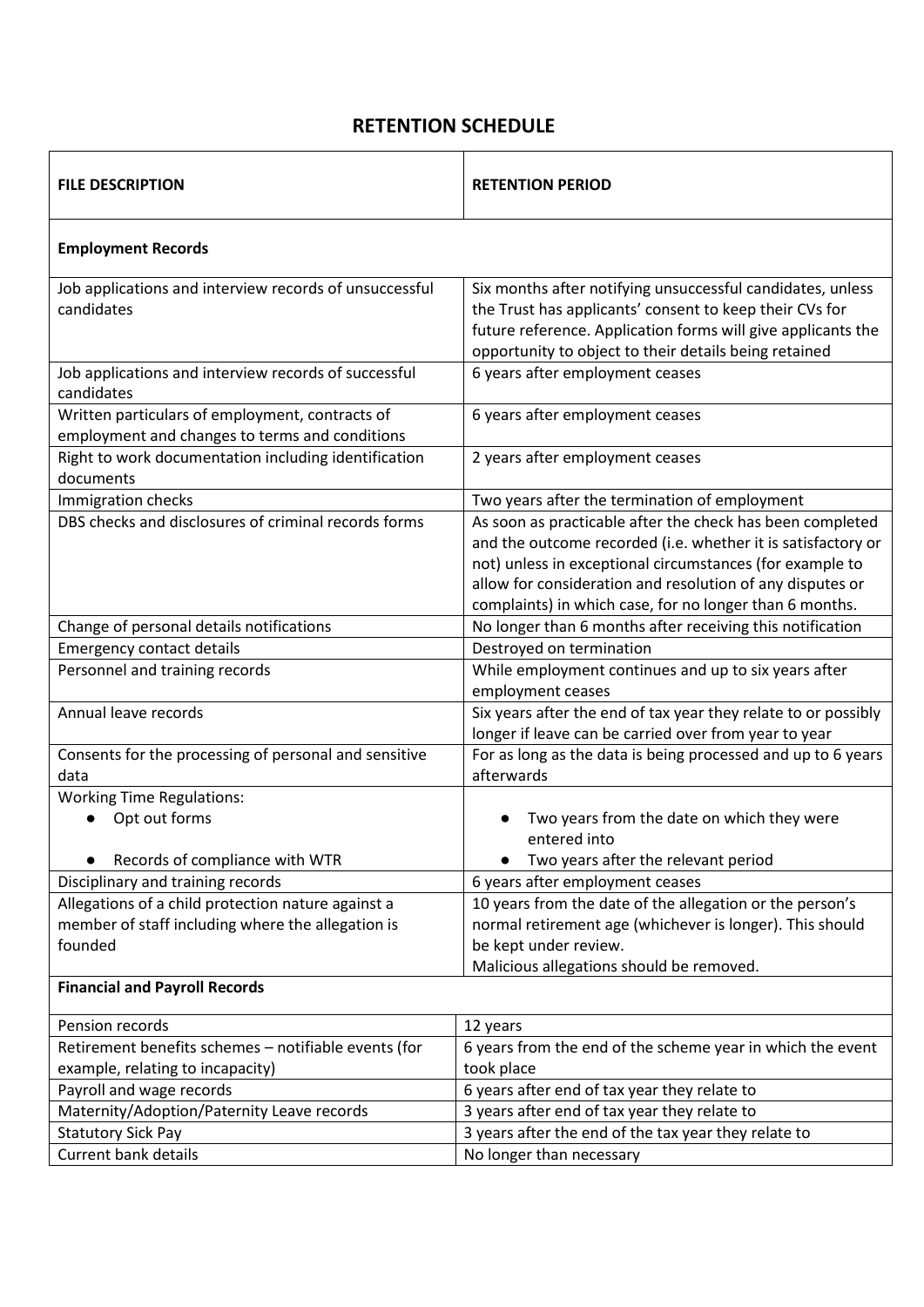# RETENTION SCHEDULE

| FILE DESCRIPTION | RETENTION PERIOD |
|---|---|
| **Employment Records** | |
| Job applications and interview records of unsuccessful candidates | Six months after notifying unsuccessful candidates, unless the Trust has applicants' consent to keep their CVs for future reference. Application forms will give applicants the opportunity to object to their details being retained |
| Job applications and interview records of successful candidates | 6 years after employment ceases |
| Written particulars of employment, contracts of employment and changes to terms and conditions | 6 years after employment ceases |
| Right to work documentation including identification documents | 2 years after employment ceases |
| Immigration checks | Two years after the termination of employment |
| DBS checks and disclosures of criminal records forms | As soon as practicable after the check has been completed and the outcome recorded (i.e. whether it is satisfactory or not) unless in exceptional circumstances (for example to allow for consideration and resolution of any disputes or complaints) in which case, for no longer than 6 months. |
| Change of personal details notifications | No longer than 6 months after receiving this notification |
| Emergency contact details | Destroyed on termination |
| Personnel and training records | While employment continues and up to six years after employment ceases |
| Annual leave records | Six years after the end of tax year they relate to or possibly longer if leave can be carried over from year to year |
| Consents for the processing of personal and sensitive data | For as long as the data is being processed and up to 6 years afterwards |
| Working Time Regulations:<br>● Opt out forms<br>● Records of compliance with WTR | <br>● Two years from the date on which they were entered into<br>● Two years after the relevant period |
| Disciplinary and training records | 6 years after employment ceases |
| Allegations of a child protection nature against a member of staff including where the allegation is founded | 10 years from the date of the allegation or the person's normal retirement age (whichever is longer). This should be kept under review.<br>Malicious allegations should be removed. |
| **Financial and Payroll Records** | |
| Pension records | 12 years |
| Retirement benefits schemes – notifiable events (for example, relating to incapacity) | 6 years from the end of the scheme year in which the event took place |
| Payroll and wage records | 6 years after end of tax year they relate to |
| Maternity/Adoption/Paternity Leave records | 3 years after end of tax year they relate to |
| Statutory Sick Pay | 3 years after the end of the tax year they relate to |
| Current bank details | No longer than necessary |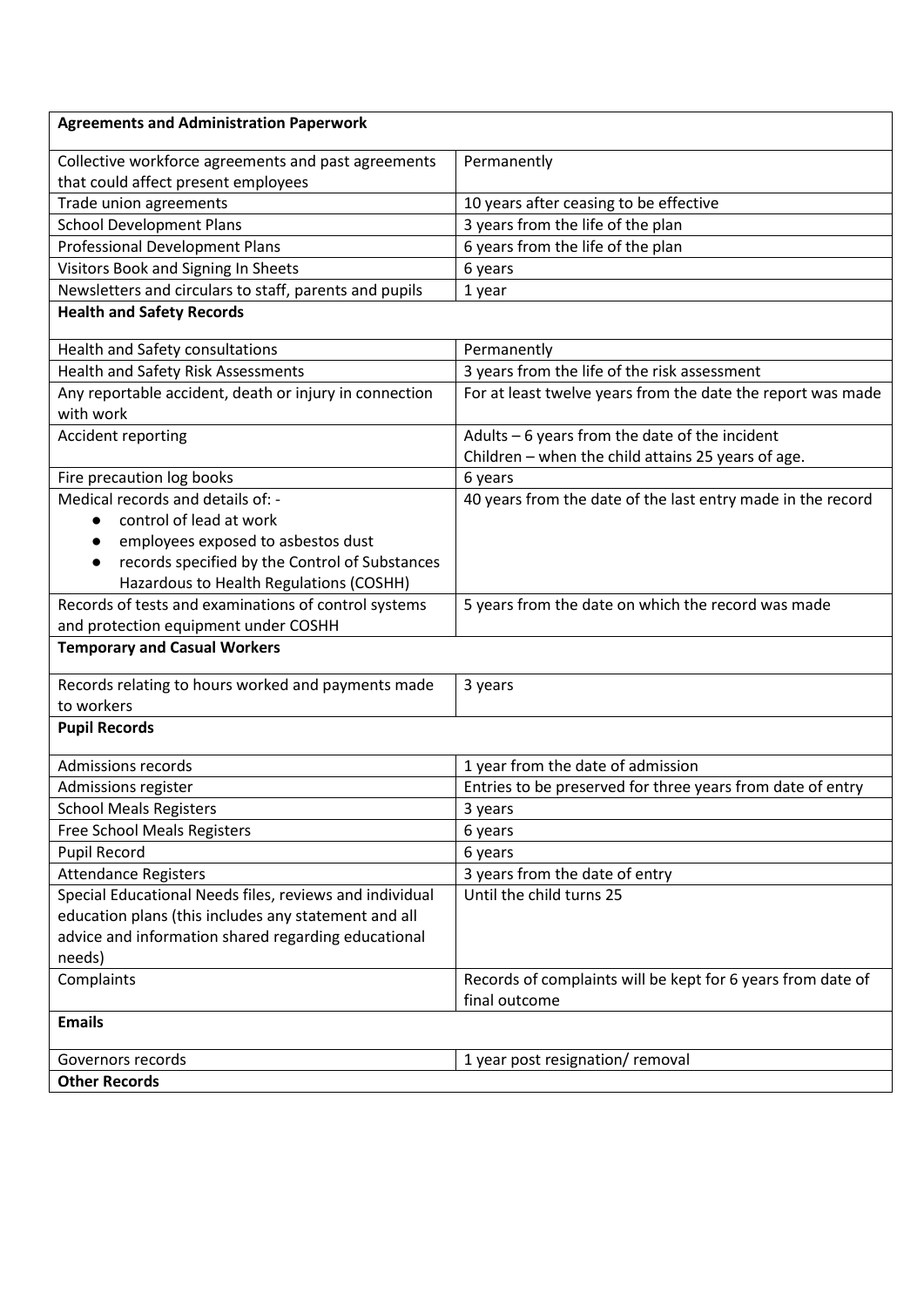| | |
|---|---|
| **Agreements and Administration Paperwork** | |
| Collective workforce agreements and past agreements that could affect present employees | Permanently |
| Trade union agreements | 10 years after ceasing to be effective |
| School Development Plans | 3 years from the life of the plan |
| Professional Development Plans | 6 years from the life of the plan |
| Visitors Book and Signing In Sheets | 6 years |
| Newsletters and circulars to staff, parents and pupils | 1 year |
| **Health and Safety Records** | |
| Health and Safety consultations | Permanently |
| Health and Safety Risk Assessments | 3 years from the life of the risk assessment |
| Any reportable accident, death or injury in connection with work | For at least twelve years from the date the report was made |
| Accident reporting | Adults – 6 years from the date of the incident<br>Children – when the child attains 25 years of age. |
| Fire precaution log books | 6 years |
| Medical records and details of: -<br>● control of lead at work<br>● employees exposed to asbestos dust<br>● records specified by the Control of Substances Hazardous to Health Regulations (COSHH) | 40 years from the date of the last entry made in the record |
| Records of tests and examinations of control systems and protection equipment under COSHH | 5 years from the date on which the record was made |
| **Temporary and Casual Workers** | |
| Records relating to hours worked and payments made to workers | 3 years |
| **Pupil Records** | |
| Admissions records | 1 year from the date of admission |
| Admissions register | Entries to be preserved for three years from date of entry |
| School Meals Registers | 3 years |
| Free School Meals Registers | 6 years |
| Pupil Record | 6 years |
| Attendance Registers | 3 years from the date of entry |
| Special Educational Needs files, reviews and individual education plans (this includes any statement and all advice and information shared regarding educational needs) | Until the child turns 25 |
| Complaints | Records of complaints will be kept for 6 years from date of final outcome |
| **Emails** | |
| Governors records | 1 year post resignation/ removal |
| **Other Records** | |